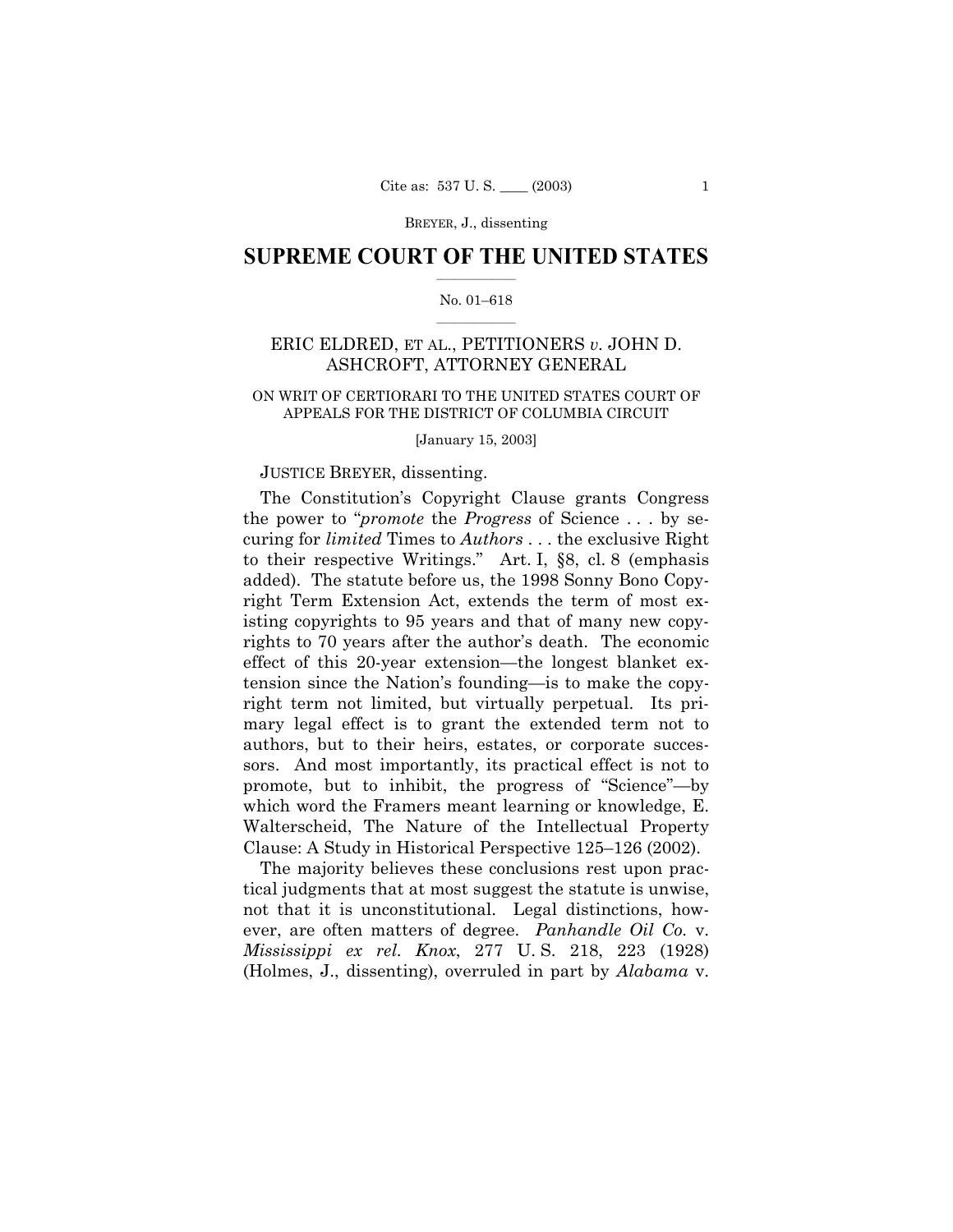# SUPREME COURT OF THE UNITED STATES

No. 01–618

ERIC ELDRED, ET AL., PETITIONERS *v.* JOHN D. ASHCROFT, ATTORNEY GENERAL

ON WRIT OF CERTIORARI TO THE UNITED STATES COURT OF APPEALS FOR THE DISTRICT OF COLUMBIA CIRCUIT

[January 15, 2003]

JUSTICE BREYER, dissenting.

The Constitution's Copyright Clause grants Congress the power to "*promote* the *Progress* of Science . . . by securing for *limited* Times to *Authors* . . . the exclusive Right to their respective Writings." Art. I, §8, cl. 8 (emphasis added). The statute before us, the 1998 Sonny Bono Copyright Term Extension Act, extends the term of most existing copyrights to 95 years and that of many new copyrights to 70 years after the author's death. The economic effect of this 20-year extension—the longest blanket extension since the Nation's founding—is to make the copyright term not limited, but virtually perpetual. Its primary legal effect is to grant the extended term not to authors, but to their heirs, estates, or corporate successors. And most importantly, its practical effect is not to promote, but to inhibit, the progress of "Science"—by which word the Framers meant learning or knowledge, E. Walterscheid, The Nature of the Intellectual Property Clause: A Study in Historical Perspective 125–126 (2002).

The majority believes these conclusions rest upon practical judgments that at most suggest the statute is unwise, not that it is unconstitutional. Legal distinctions, however, are often matters of degree. *Panhandle Oil Co.* v. *Mississippi ex rel. Knox*, 277 U. S. 218, 223 (1928) (Holmes, J., dissenting), overruled in part by *Alabama* v.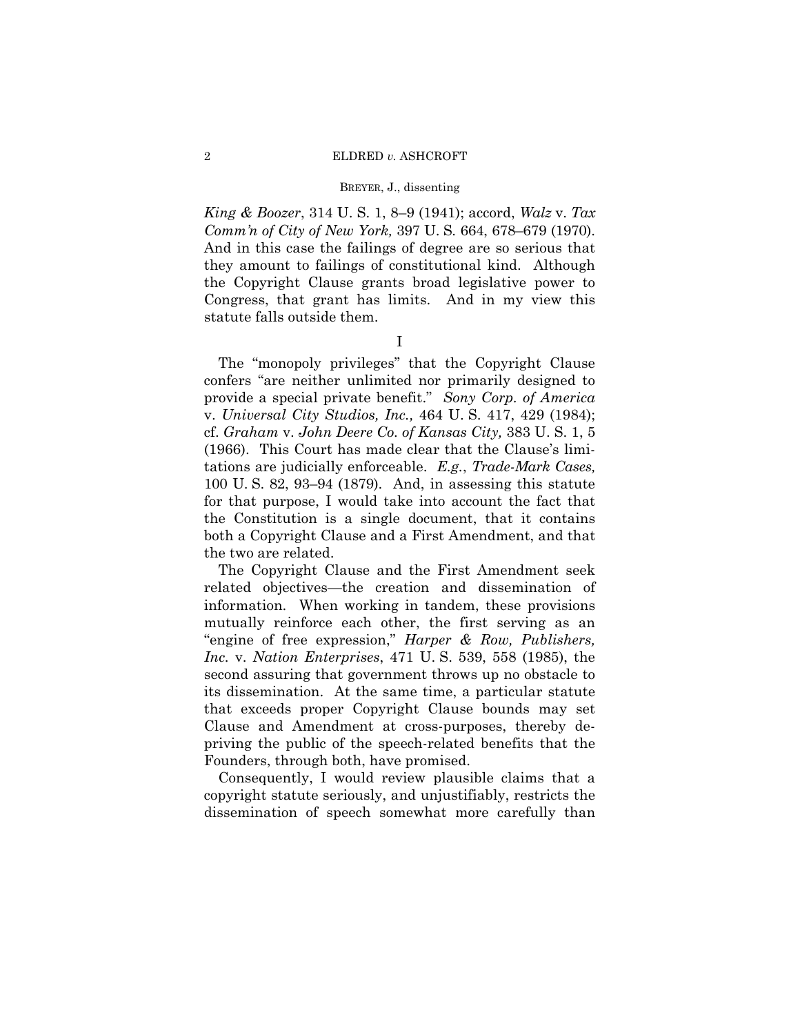*King & Boozer*, 314 U. S. 1, 8–9 (1941); accord, *Walz* v. *Tax Comm'n of City of New York,* 397 U. S. 664, 678–679 (1970). And in this case the failings of degree are so serious that they amount to failings of constitutional kind. Although the Copyright Clause grants broad legislative power to Congress, that grant has limits. And in my view this statute falls outside them.

## I

The "monopoly privileges" that the Copyright Clause confers "are neither unlimited nor primarily designed to provide a special private benefit." *Sony Corp. of America* v. *Universal City Studios, Inc.,* 464 U. S. 417, 429 (1984); cf. *Graham* v. *John Deere Co. of Kansas City,* 383 U. S. 1, 5 (1966). This Court has made clear that the Clause's limitations are judicially enforceable. *E.g.*, *Trade-Mark Cases,* 100 U. S. 82, 93–94 (1879). And, in assessing this statute for that purpose, I would take into account the fact that the Constitution is a single document, that it contains both a Copyright Clause and a First Amendment, and that the two are related.

The Copyright Clause and the First Amendment seek related objectives—the creation and dissemination of information. When working in tandem, these provisions mutually reinforce each other, the first serving as an "engine of free expression," *Harper & Row, Publishers, Inc.* v. *Nation Enterprises*, 471 U. S. 539, 558 (1985), the second assuring that government throws up no obstacle to its dissemination. At the same time, a particular statute that exceeds proper Copyright Clause bounds may set Clause and Amendment at cross-purposes, thereby depriving the public of the speech-related benefits that the Founders, through both, have promised.

Consequently, I would review plausible claims that a copyright statute seriously, and unjustifiably, restricts the dissemination of speech somewhat more carefully than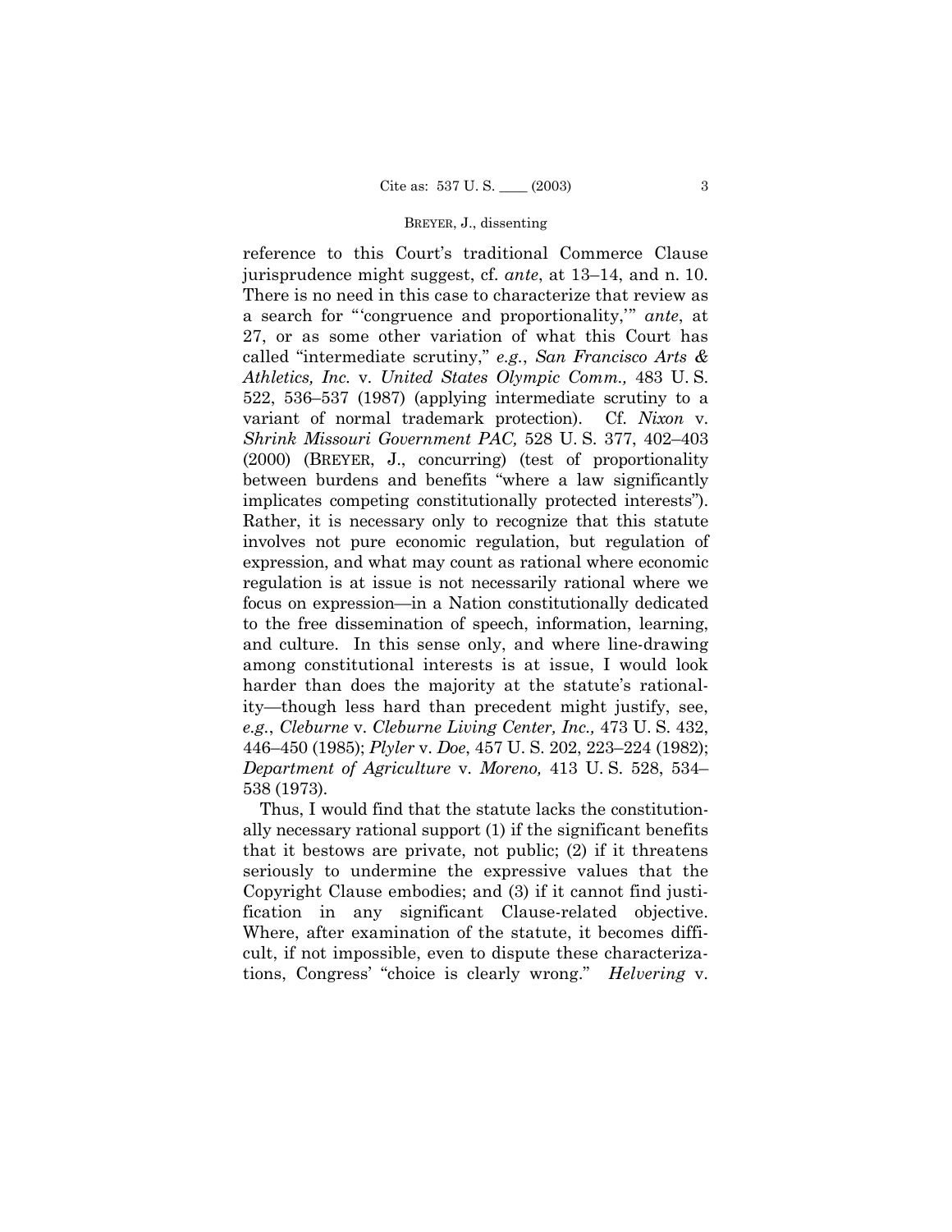reference to this Court's traditional Commerce Clause jurisprudence might suggest, cf. *ante*, at 13–14, and n. 10. There is no need in this case to characterize that review as a search for "'congruence and proportionality,'" *ante*, at 27, or as some other variation of what this Court has called "intermediate scrutiny," *e.g.*, *San Francisco Arts & Athletics, Inc.* v. *United States Olympic Comm.,* 483 U. S. 522, 536–537 (1987) (applying intermediate scrutiny to a variant of normal trademark protection). Cf. *Nixon* v. *Shrink Missouri Government PAC,* 528 U. S. 377, 402–403 (2000) (BREYER, J., concurring) (test of proportionality between burdens and benefits "where a law significantly implicates competing constitutionally protected interests"). Rather, it is necessary only to recognize that this statute involves not pure economic regulation, but regulation of expression, and what may count as rational where economic regulation is at issue is not necessarily rational where we focus on expression—in a Nation constitutionally dedicated to the free dissemination of speech, information, learning, and culture. In this sense only, and where line-drawing among constitutional interests is at issue, I would look harder than does the majority at the statute's rationality—though less hard than precedent might justify, see, *e.g.*, *Cleburne* v. *Cleburne Living Center, Inc.,* 473 U. S. 432, 446–450 (1985); *Plyler* v. *Doe*, 457 U. S. 202, 223–224 (1982); *Department of Agriculture* v. *Moreno,* 413 U. S. 528, 534–538 (1973).

Thus, I would find that the statute lacks the constitutionally necessary rational support (1) if the significant benefits that it bestows are private, not public; (2) if it threatens seriously to undermine the expressive values that the Copyright Clause embodies; and (3) if it cannot find justification in any significant Clause-related objective. Where, after examination of the statute, it becomes difficult, if not impossible, even to dispute these characterizations, Congress' "choice is clearly wrong." *Helvering* v.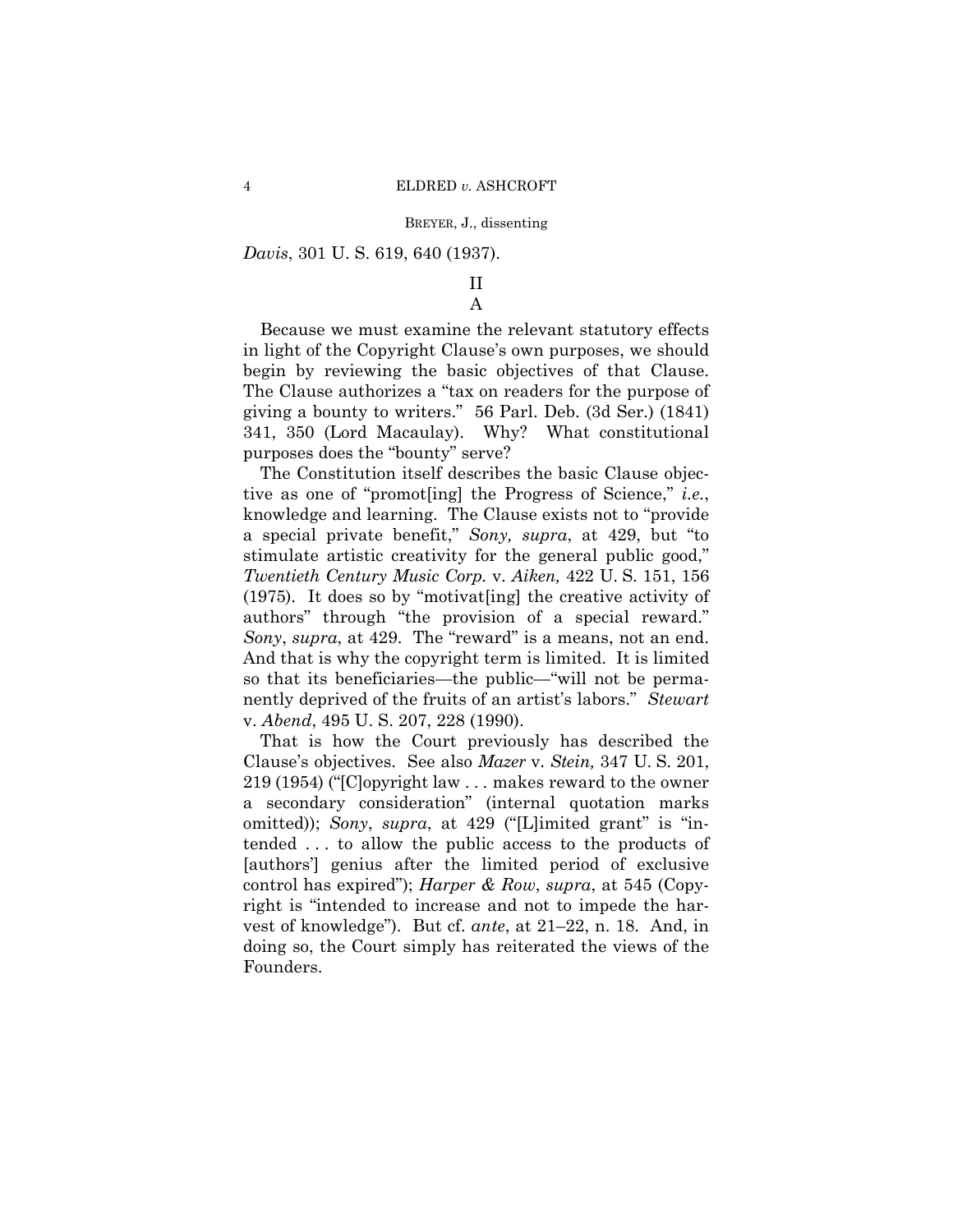*Davis*, 301 U. S. 619, 640 (1937).

## II

### A

Because we must examine the relevant statutory effects in light of the Copyright Clause's own purposes, we should begin by reviewing the basic objectives of that Clause. The Clause authorizes a "tax on readers for the purpose of giving a bounty to writers." 56 Parl. Deb. (3d Ser.) (1841) 341, 350 (Lord Macaulay). Why? What constitutional purposes does the "bounty" serve?

The Constitution itself describes the basic Clause objective as one of "promot[ing] the Progress of Science," *i.e.*, knowledge and learning. The Clause exists not to "provide a special private benefit," *Sony, supra*, at 429, but "to stimulate artistic creativity for the general public good," *Twentieth Century Music Corp.* v. *Aiken,* 422 U. S. 151, 156 (1975). It does so by "motivat[ing] the creative activity of authors" through "the provision of a special reward." *Sony*, *supra*, at 429. The "reward" is a means, not an end. And that is why the copyright term is limited. It is limited so that its beneficiaries—the public—"will not be permanently deprived of the fruits of an artist's labors." *Stewart* v. *Abend*, 495 U. S. 207, 228 (1990).

That is how the Court previously has described the Clause's objectives. See also *Mazer* v. *Stein,* 347 U. S. 201, 219 (1954) ("[C]opyright law . . . makes reward to the owner a secondary consideration" (internal quotation marks omitted)); *Sony*, *supra*, at 429 ("[L]imited grant" is "intended . . . to allow the public access to the products of [authors'] genius after the limited period of exclusive control has expired"); *Harper & Row*, *supra*, at 545 (Copyright is "intended to increase and not to impede the harvest of knowledge"). But cf. *ante*, at 21–22, n. 18. And, in doing so, the Court simply has reiterated the views of the Founders.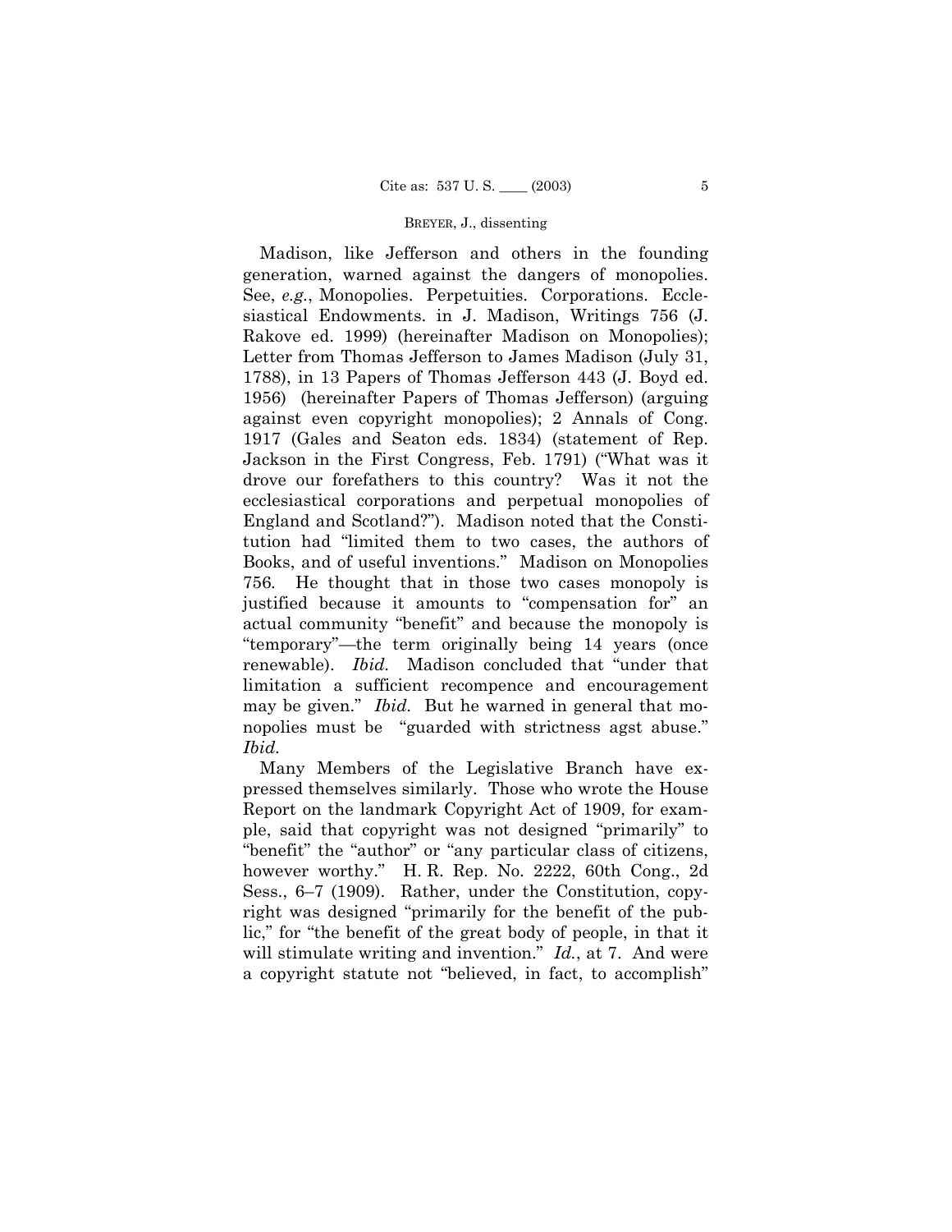Madison, like Jefferson and others in the founding generation, warned against the dangers of monopolies. See, *e.g.*, Monopolies. Perpetuities. Corporations. Ecclesiastical Endowments. in J. Madison, Writings 756 (J. Rakove ed. 1999) (hereinafter Madison on Monopolies); Letter from Thomas Jefferson to James Madison (July 31, 1788), in 13 Papers of Thomas Jefferson 443 (J. Boyd ed. 1956) (hereinafter Papers of Thomas Jefferson) (arguing against even copyright monopolies); 2 Annals of Cong. 1917 (Gales and Seaton eds. 1834) (statement of Rep. Jackson in the First Congress, Feb. 1791) ("What was it drove our forefathers to this country? Was it not the ecclesiastical corporations and perpetual monopolies of England and Scotland?"). Madison noted that the Constitution had "limited them to two cases, the authors of Books, and of useful inventions." Madison on Monopolies 756. He thought that in those two cases monopoly is justified because it amounts to "compensation for" an actual community "benefit" and because the monopoly is "temporary"—the term originally being 14 years (once renewable). *Ibid.* Madison concluded that "under that limitation a sufficient recompence and encouragement may be given." *Ibid.* But he warned in general that monopolies must be "guarded with strictness agst abuse." *Ibid.*

Many Members of the Legislative Branch have expressed themselves similarly. Those who wrote the House Report on the landmark Copyright Act of 1909, for example, said that copyright was not designed "primarily" to "benefit" the "author" or "any particular class of citizens, however worthy." H. R. Rep. No. 2222, 60th Cong., 2d Sess., 6–7 (1909). Rather, under the Constitution, copyright was designed "primarily for the benefit of the public," for "the benefit of the great body of people, in that it will stimulate writing and invention." *Id.*, at 7. And were a copyright statute not "believed, in fact, to accomplish"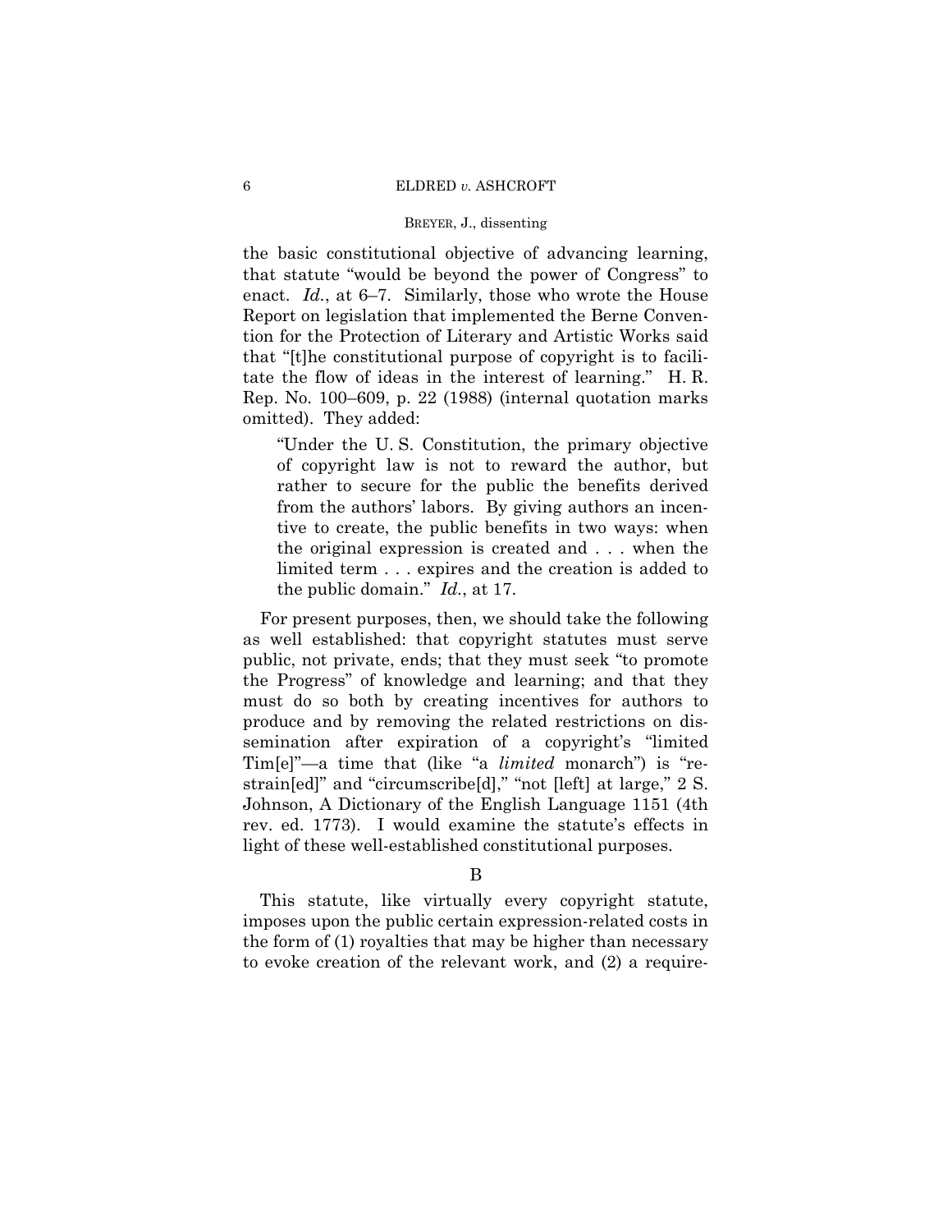the basic constitutional objective of advancing learning, that statute "would be beyond the power of Congress" to enact. *Id.*, at 6–7. Similarly, those who wrote the House Report on legislation that implemented the Berne Convention for the Protection of Literary and Artistic Works said that "[t]he constitutional purpose of copyright is to facilitate the flow of ideas in the interest of learning." H. R. Rep. No. 100–609, p. 22 (1988) (internal quotation marks omitted). They added:

> "Under the U. S. Constitution, the primary objective of copyright law is not to reward the author, but rather to secure for the public the benefits derived from the authors' labors. By giving authors an incentive to create, the public benefits in two ways: when the original expression is created and . . . when the limited term . . . expires and the creation is added to the public domain." *Id.*, at 17.

For present purposes, then, we should take the following as well established: that copyright statutes must serve public, not private, ends; that they must seek "to promote the Progress" of knowledge and learning; and that they must do so both by creating incentives for authors to produce and by removing the related restrictions on dissemination after expiration of a copyright's "limited Tim[e]"—a time that (like "a *limited* monarch") is "restrain[ed]" and "circumscribe[d]," "not [left] at large," 2 S. Johnson, A Dictionary of the English Language 1151 (4th rev. ed. 1773). I would examine the statute's effects in light of these well-established constitutional purposes.

B

This statute, like virtually every copyright statute, imposes upon the public certain expression-related costs in the form of (1) royalties that may be higher than necessary to evoke creation of the relevant work, and (2) a require-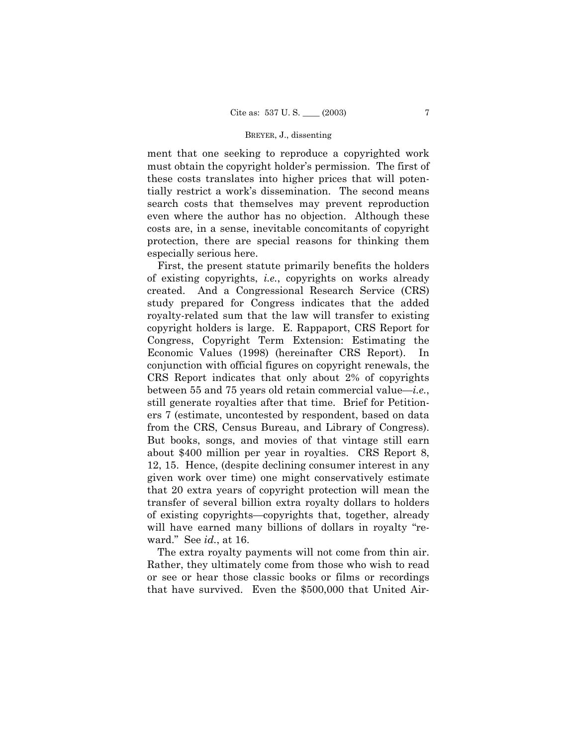ment that one seeking to reproduce a copyrighted work must obtain the copyright holder's permission. The first of these costs translates into higher prices that will potentially restrict a work's dissemination. The second means search costs that themselves may prevent reproduction even where the author has no objection. Although these costs are, in a sense, inevitable concomitants of copyright protection, there are special reasons for thinking them especially serious here.

First, the present statute primarily benefits the holders of existing copyrights, *i.e.*, copyrights on works already created. And a Congressional Research Service (CRS) study prepared for Congress indicates that the added royalty-related sum that the law will transfer to existing copyright holders is large. E. Rappaport, CRS Report for Congress, Copyright Term Extension: Estimating the Economic Values (1998) (hereinafter CRS Report). In conjunction with official figures on copyright renewals, the CRS Report indicates that only about 2% of copyrights between 55 and 75 years old retain commercial value—*i.e.*, still generate royalties after that time. Brief for Petitioners 7 (estimate, uncontested by respondent, based on data from the CRS, Census Bureau, and Library of Congress). But books, songs, and movies of that vintage still earn about $400 million per year in royalties. CRS Report 8, 12, 15. Hence, (despite declining consumer interest in any given work over time) one might conservatively estimate that 20 extra years of copyright protection will mean the transfer of several billion extra royalty dollars to holders of existing copyrights—copyrights that, together, already will have earned many billions of dollars in royalty "reward." See *id.*, at 16.

The extra royalty payments will not come from thin air. Rather, they ultimately come from those who wish to read or see or hear those classic books or films or recordings that have survived. Even the $500,000 that United Air-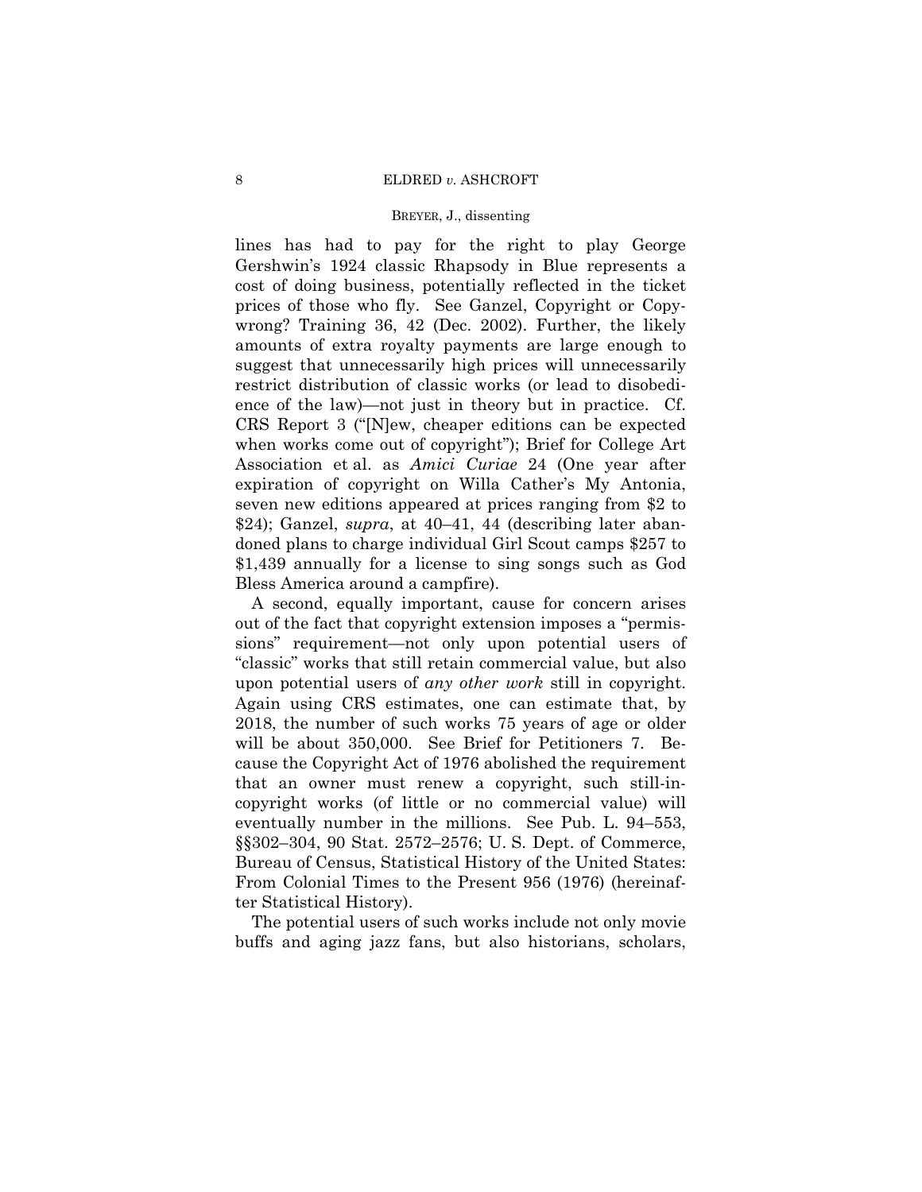lines has had to pay for the right to play George Gershwin's 1924 classic Rhapsody in Blue represents a cost of doing business, potentially reflected in the ticket prices of those who fly. See Ganzel, Copyright or Copywrong? Training 36, 42 (Dec. 2002). Further, the likely amounts of extra royalty payments are large enough to suggest that unnecessarily high prices will unnecessarily restrict distribution of classic works (or lead to disobedience of the law)—not just in theory but in practice. Cf. CRS Report 3 ("[N]ew, cheaper editions can be expected when works come out of copyright"); Brief for College Art Association et al. as *Amici Curiae* 24 (One year after expiration of copyright on Willa Cather's My Antonia, seven new editions appeared at prices ranging from $2 to $24); Ganzel, *supra*, at 40–41, 44 (describing later abandoned plans to charge individual Girl Scout camps $257 to $1,439 annually for a license to sing songs such as God Bless America around a campfire).

A second, equally important, cause for concern arises out of the fact that copyright extension imposes a "permissions" requirement—not only upon potential users of "classic" works that still retain commercial value, but also upon potential users of *any other work* still in copyright. Again using CRS estimates, one can estimate that, by 2018, the number of such works 75 years of age or older will be about 350,000. See Brief for Petitioners 7. Because the Copyright Act of 1976 abolished the requirement that an owner must renew a copyright, such still-in-copyright works (of little or no commercial value) will eventually number in the millions. See Pub. L. 94–553, §§302–304, 90 Stat. 2572–2576; U. S. Dept. of Commerce, Bureau of Census, Statistical History of the United States: From Colonial Times to the Present 956 (1976) (hereinafter Statistical History).

The potential users of such works include not only movie buffs and aging jazz fans, but also historians, scholars,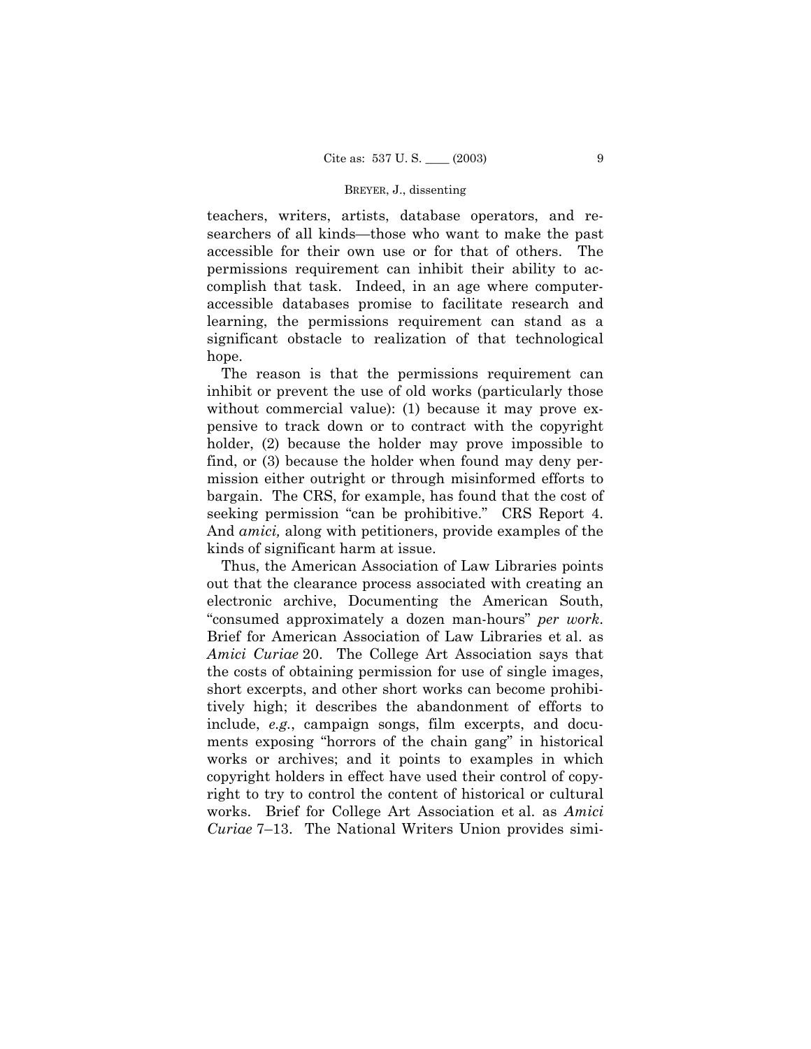teachers, writers, artists, database operators, and researchers of all kinds—those who want to make the past accessible for their own use or for that of others. The permissions requirement can inhibit their ability to accomplish that task. Indeed, in an age where computer-accessible databases promise to facilitate research and learning, the permissions requirement can stand as a significant obstacle to realization of that technological hope.

The reason is that the permissions requirement can inhibit or prevent the use of old works (particularly those without commercial value): (1) because it may prove expensive to track down or to contract with the copyright holder, (2) because the holder may prove impossible to find, or (3) because the holder when found may deny permission either outright or through misinformed efforts to bargain. The CRS, for example, has found that the cost of seeking permission "can be prohibitive." CRS Report 4. And *amici,* along with petitioners, provide examples of the kinds of significant harm at issue.

Thus, the American Association of Law Libraries points out that the clearance process associated with creating an electronic archive, Documenting the American South, "consumed approximately a dozen man-hours" *per work.* Brief for American Association of Law Libraries et al. as *Amici Curiae* 20. The College Art Association says that the costs of obtaining permission for use of single images, short excerpts, and other short works can become prohibitively high; it describes the abandonment of efforts to include, *e.g.*, campaign songs, film excerpts, and documents exposing "horrors of the chain gang" in historical works or archives; and it points to examples in which copyright holders in effect have used their control of copyright to try to control the content of historical or cultural works. Brief for College Art Association et al. as *Amici Curiae* 7–13. The National Writers Union provides simi-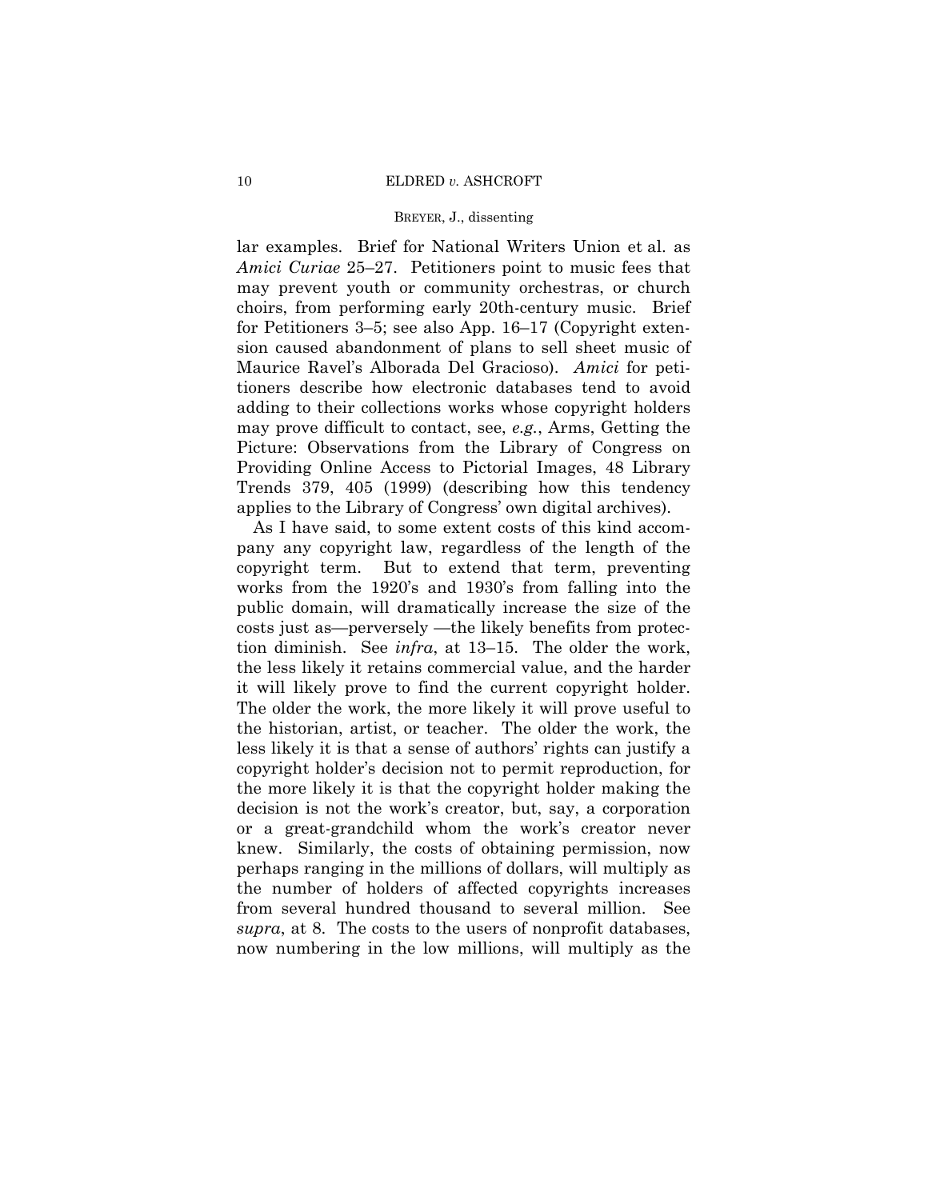lar examples. Brief for National Writers Union et al. as *Amici Curiae* 25–27. Petitioners point to music fees that may prevent youth or community orchestras, or church choirs, from performing early 20th-century music. Brief for Petitioners 3–5; see also App. 16–17 (Copyright extension caused abandonment of plans to sell sheet music of Maurice Ravel's Alborada Del Gracioso). *Amici* for petitioners describe how electronic databases tend to avoid adding to their collections works whose copyright holders may prove difficult to contact, see, *e.g.*, Arms, Getting the Picture: Observations from the Library of Congress on Providing Online Access to Pictorial Images, 48 Library Trends 379, 405 (1999) (describing how this tendency applies to the Library of Congress' own digital archives).

As I have said, to some extent costs of this kind accompany any copyright law, regardless of the length of the copyright term. But to extend that term, preventing works from the 1920's and 1930's from falling into the public domain, will dramatically increase the size of the costs just as—perversely —the likely benefits from protection diminish. See *infra*, at 13–15. The older the work, the less likely it retains commercial value, and the harder it will likely prove to find the current copyright holder. The older the work, the more likely it will prove useful to the historian, artist, or teacher. The older the work, the less likely it is that a sense of authors' rights can justify a copyright holder's decision not to permit reproduction, for the more likely it is that the copyright holder making the decision is not the work's creator, but, say, a corporation or a great-grandchild whom the work's creator never knew. Similarly, the costs of obtaining permission, now perhaps ranging in the millions of dollars, will multiply as the number of holders of affected copyrights increases from several hundred thousand to several million. See *supra*, at 8. The costs to the users of nonprofit databases, now numbering in the low millions, will multiply as the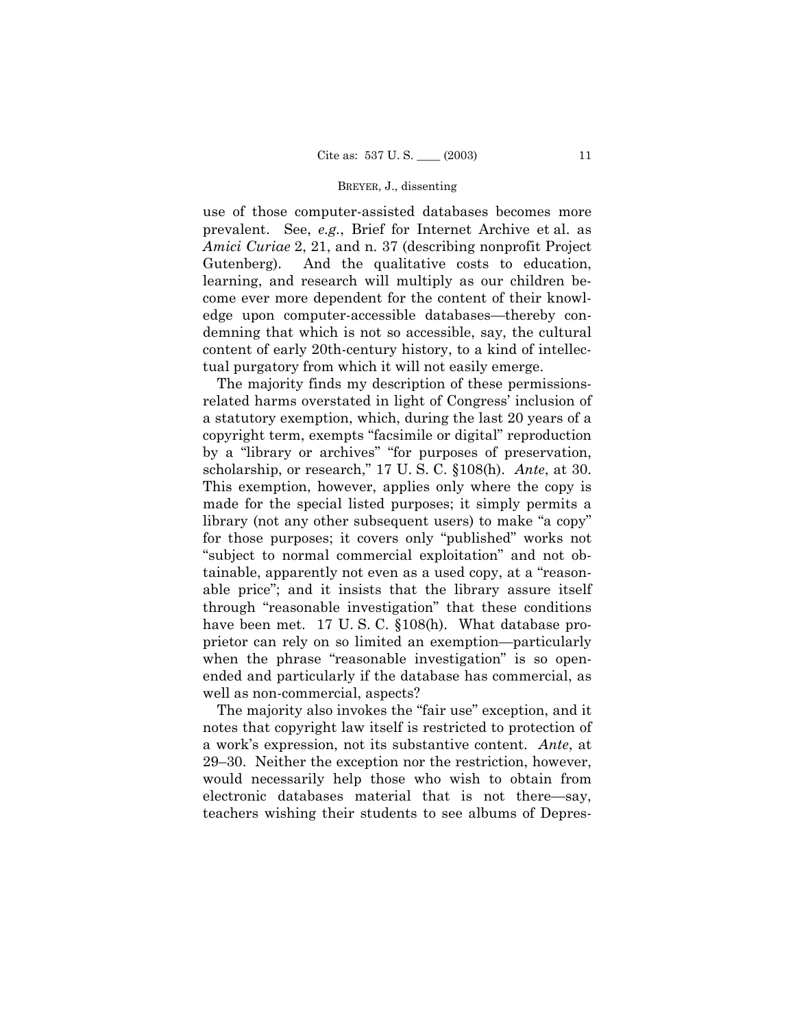use of those computer-assisted databases becomes more prevalent. See, *e.g.*, Brief for Internet Archive et al. as *Amici Curiae* 2, 21, and n. 37 (describing nonprofit Project Gutenberg). And the qualitative costs to education, learning, and research will multiply as our children become ever more dependent for the content of their knowledge upon computer-accessible databases—thereby condemning that which is not so accessible, say, the cultural content of early 20th-century history, to a kind of intellectual purgatory from which it will not easily emerge.

The majority finds my description of these permissions-related harms overstated in light of Congress' inclusion of a statutory exemption, which, during the last 20 years of a copyright term, exempts "facsimile or digital" reproduction by a "library or archives" "for purposes of preservation, scholarship, or research," 17 U. S. C. §108(h). *Ante*, at 30. This exemption, however, applies only where the copy is made for the special listed purposes; it simply permits a library (not any other subsequent users) to make "a copy" for those purposes; it covers only "published" works not "subject to normal commercial exploitation" and not obtainable, apparently not even as a used copy, at a "reasonable price"; and it insists that the library assure itself through "reasonable investigation" that these conditions have been met. 17 U. S. C. §108(h). What database proprietor can rely on so limited an exemption—particularly when the phrase "reasonable investigation" is so open-ended and particularly if the database has commercial, as well as non-commercial, aspects?

The majority also invokes the "fair use" exception, and it notes that copyright law itself is restricted to protection of a work's expression, not its substantive content. *Ante*, at 29–30. Neither the exception nor the restriction, however, would necessarily help those who wish to obtain from electronic databases material that is not there—say, teachers wishing their students to see albums of Depres-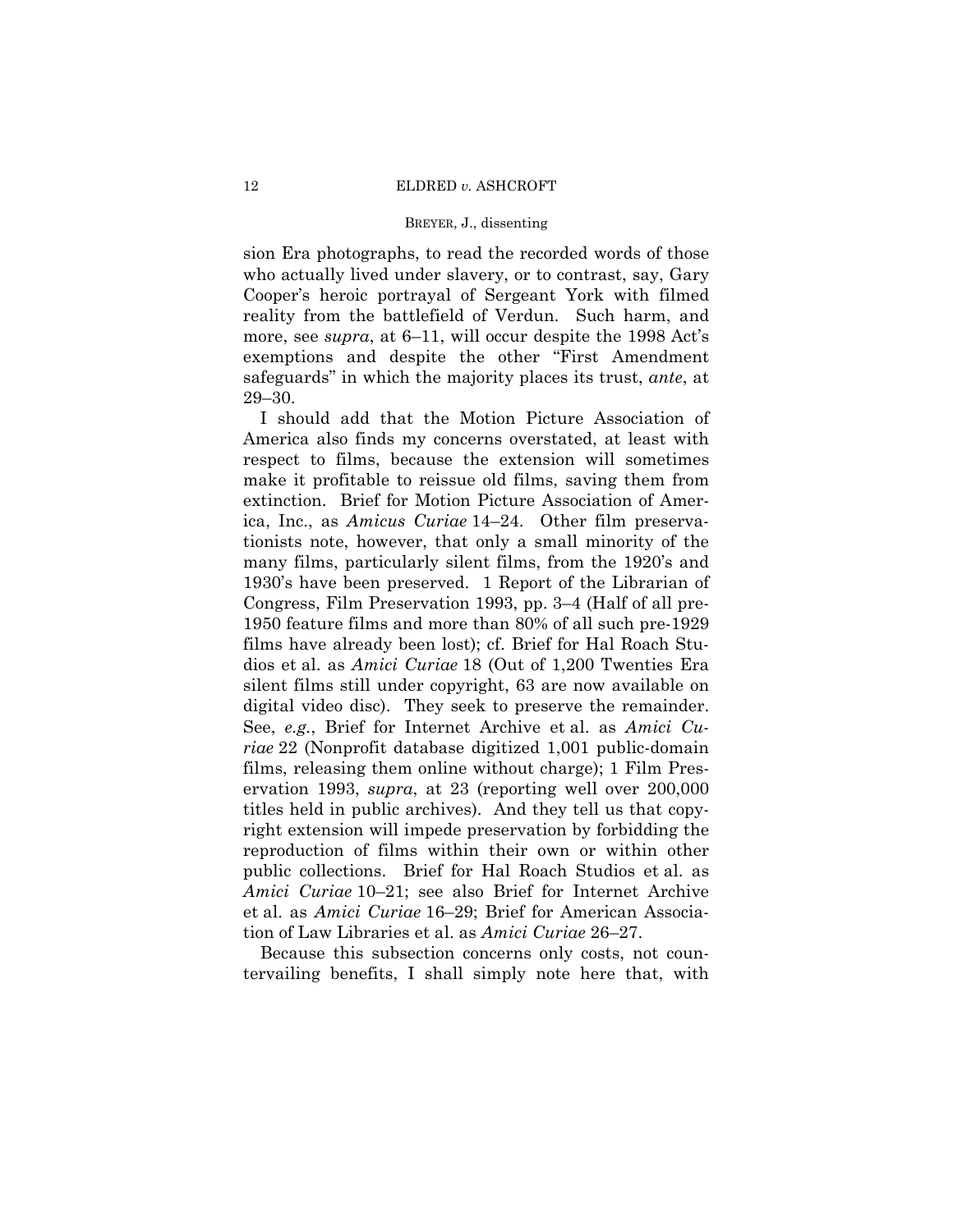sion Era photographs, to read the recorded words of those who actually lived under slavery, or to contrast, say, Gary Cooper's heroic portrayal of Sergeant York with filmed reality from the battlefield of Verdun. Such harm, and more, see *supra*, at 6–11, will occur despite the 1998 Act's exemptions and despite the other "First Amendment safeguards" in which the majority places its trust, *ante*, at 29–30.

I should add that the Motion Picture Association of America also finds my concerns overstated, at least with respect to films, because the extension will sometimes make it profitable to reissue old films, saving them from extinction. Brief for Motion Picture Association of America, Inc., as *Amicus Curiae* 14–24. Other film preservationists note, however, that only a small minority of the many films, particularly silent films, from the 1920's and 1930's have been preserved. 1 Report of the Librarian of Congress, Film Preservation 1993, pp. 3–4 (Half of all pre-1950 feature films and more than 80% of all such pre-1929 films have already been lost); cf. Brief for Hal Roach Studios et al. as *Amici Curiae* 18 (Out of 1,200 Twenties Era silent films still under copyright, 63 are now available on digital video disc). They seek to preserve the remainder. See, *e.g.*, Brief for Internet Archive et al. as *Amici Curiae* 22 (Nonprofit database digitized 1,001 public-domain films, releasing them online without charge); 1 Film Preservation 1993, *supra*, at 23 (reporting well over 200,000 titles held in public archives). And they tell us that copyright extension will impede preservation by forbidding the reproduction of films within their own or within other public collections. Brief for Hal Roach Studios et al. as *Amici Curiae* 10–21; see also Brief for Internet Archive et al. as *Amici Curiae* 16–29; Brief for American Association of Law Libraries et al. as *Amici Curiae* 26–27.

Because this subsection concerns only costs, not countervailing benefits, I shall simply note here that, with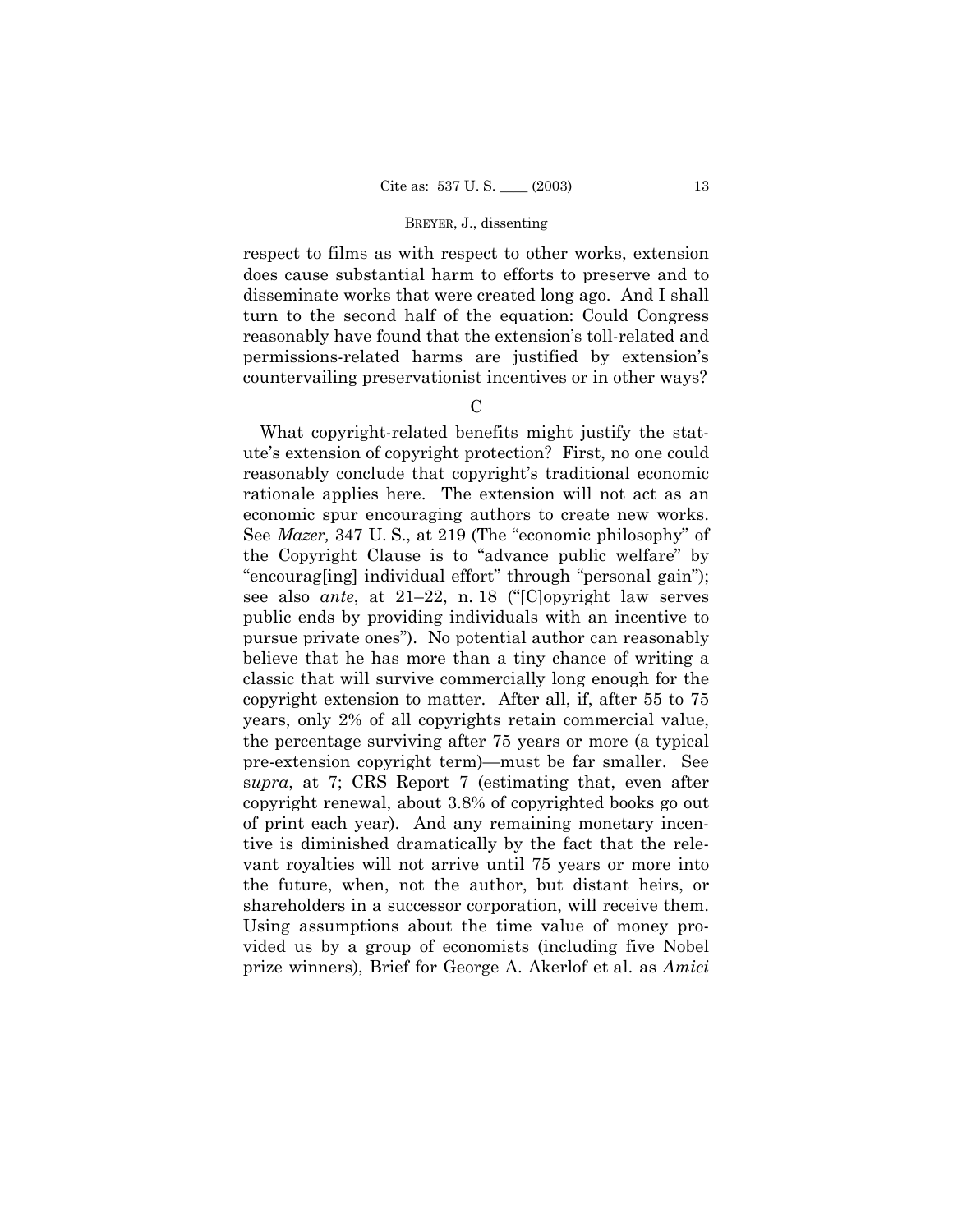respect to films as with respect to other works, extension does cause substantial harm to efforts to preserve and to disseminate works that were created long ago. And I shall turn to the second half of the equation: Could Congress reasonably have found that the extension's toll-related and permissions-related harms are justified by extension's countervailing preservationist incentives or in other ways?

C

What copyright-related benefits might justify the statute's extension of copyright protection? First, no one could reasonably conclude that copyright's traditional economic rationale applies here. The extension will not act as an economic spur encouraging authors to create new works. See *Mazer,* 347 U. S., at 219 (The "economic philosophy" of the Copyright Clause is to "advance public welfare" by "encourag[ing] individual effort" through "personal gain"); see also *ante*, at 21–22, n. 18 ("[C]opyright law serves public ends by providing individuals with an incentive to pursue private ones"). No potential author can reasonably believe that he has more than a tiny chance of writing a classic that will survive commercially long enough for the copyright extension to matter. After all, if, after 55 to 75 years, only 2% of all copyrights retain commercial value, the percentage surviving after 75 years or more (a typical pre-extension copyright term)—must be far smaller. See s*upra*, at 7; CRS Report 7 (estimating that, even after copyright renewal, about 3.8% of copyrighted books go out of print each year). And any remaining monetary incentive is diminished dramatically by the fact that the relevant royalties will not arrive until 75 years or more into the future, when, not the author, but distant heirs, or shareholders in a successor corporation, will receive them. Using assumptions about the time value of money provided us by a group of economists (including five Nobel prize winners), Brief for George A. Akerlof et al. as *Amici*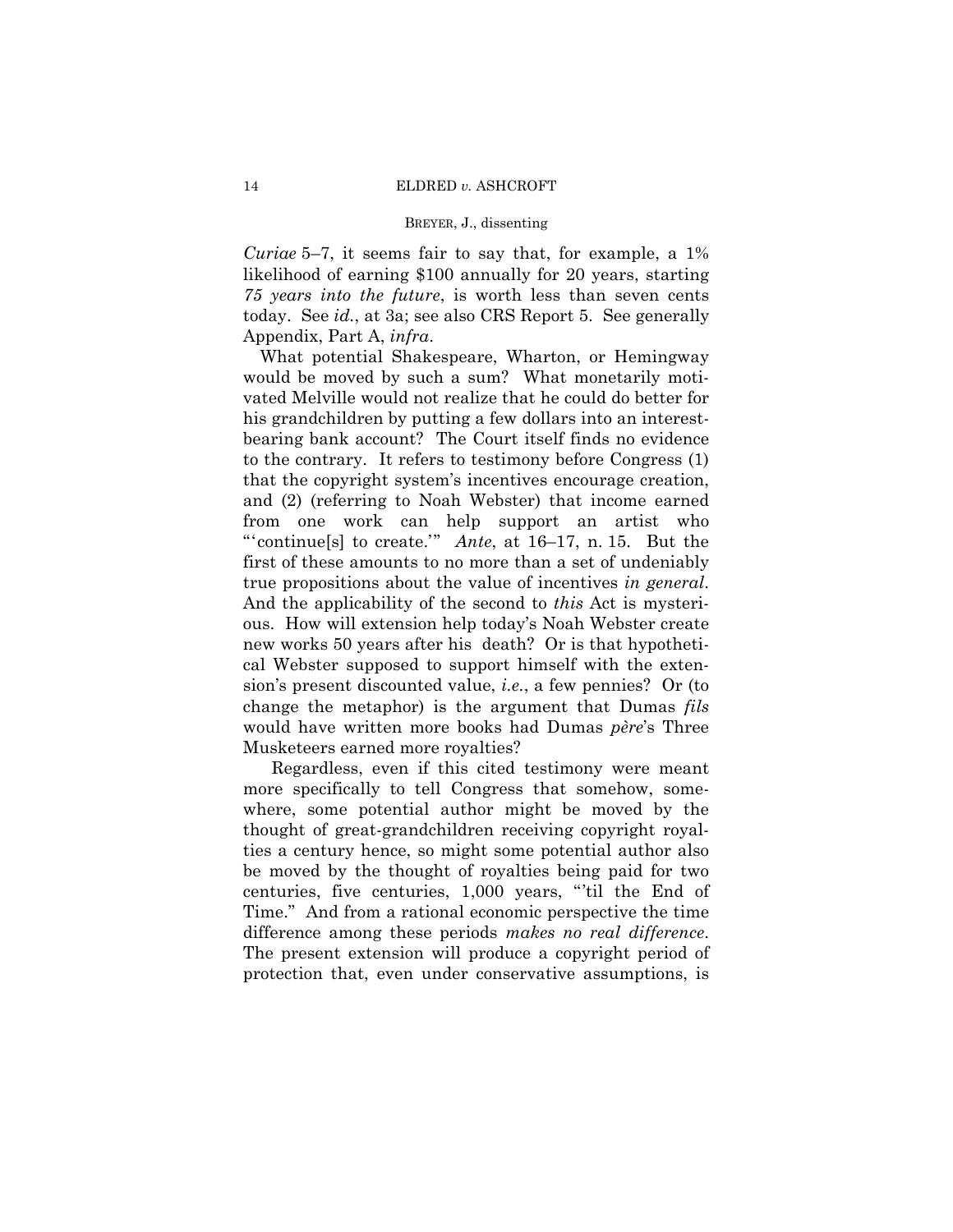*Curiae* 5–7, it seems fair to say that, for example, a 1% likelihood of earning $100 annually for 20 years, starting *75 years into the future*, is worth less than seven cents today. See *id.*, at 3a; see also CRS Report 5. See generally Appendix, Part A, *infra*.

What potential Shakespeare, Wharton, or Hemingway would be moved by such a sum? What monetarily motivated Melville would not realize that he could do better for his grandchildren by putting a few dollars into an interest-bearing bank account? The Court itself finds no evidence to the contrary. It refers to testimony before Congress (1) that the copyright system's incentives encourage creation, and (2) (referring to Noah Webster) that income earned from one work can help support an artist who "'continue[s] to create.'" *Ante*, at 16–17, n. 15. But the first of these amounts to no more than a set of undeniably true propositions about the value of incentives *in general*. And the applicability of the second to *this* Act is mysterious. How will extension help today's Noah Webster create new works 50 years after his death? Or is that hypothetical Webster supposed to support himself with the extension's present discounted value, *i.e.*, a few pennies? Or (to change the metaphor) is the argument that Dumas *fils* would have written more books had Dumas *père*'s Three Musketeers earned more royalties?

Regardless, even if this cited testimony were meant more specifically to tell Congress that somehow, somewhere, some potential author might be moved by the thought of great-grandchildren receiving copyright royalties a century hence, so might some potential author also be moved by the thought of royalties being paid for two centuries, five centuries, 1,000 years, "'til the End of Time." And from a rational economic perspective the time difference among these periods *makes no real difference*. The present extension will produce a copyright period of protection that, even under conservative assumptions, is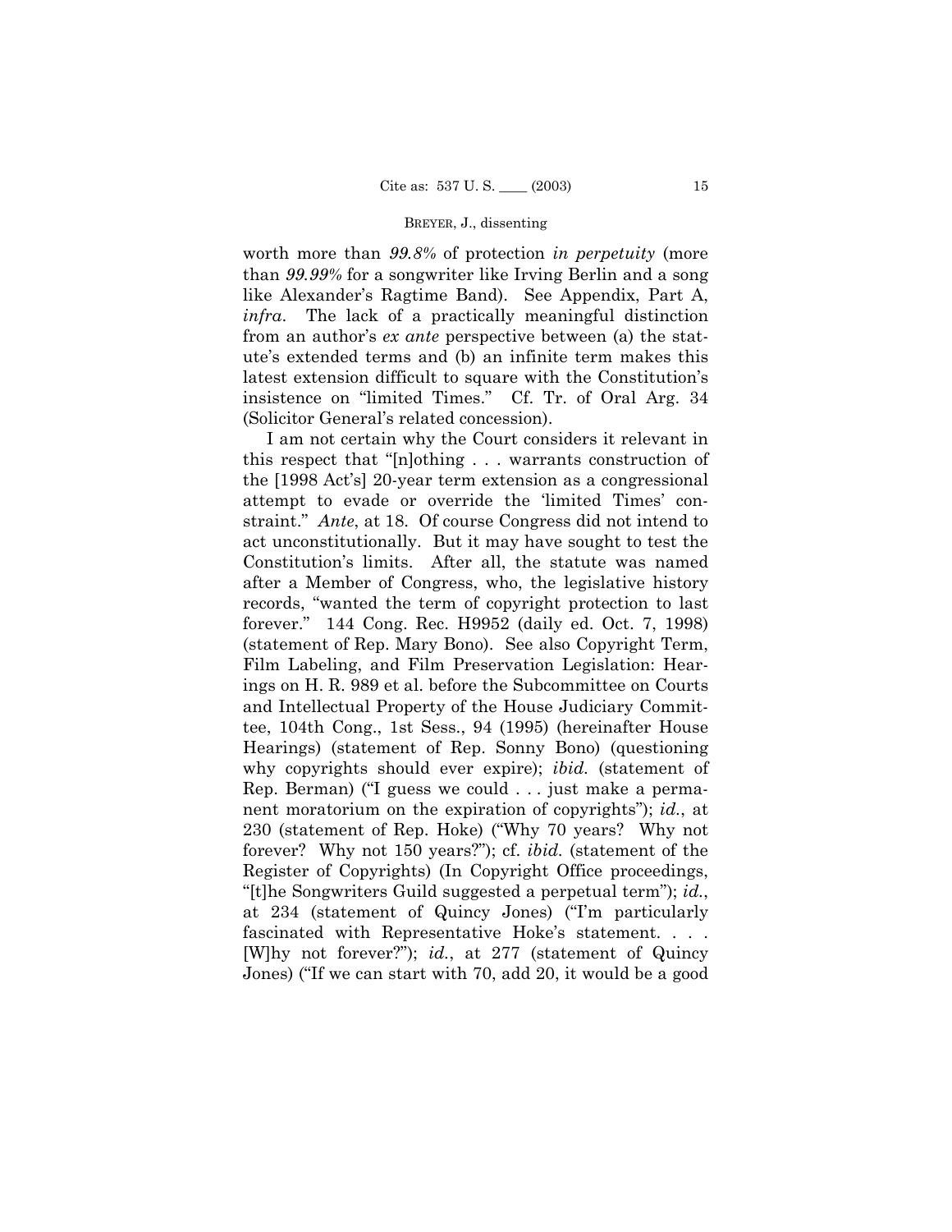worth more than *99.8%* of protection *in perpetuity* (more than *99.99%* for a songwriter like Irving Berlin and a song like Alexander's Ragtime Band). See Appendix, Part A, *infra*. The lack of a practically meaningful distinction from an author's *ex ante* perspective between (a) the statute's extended terms and (b) an infinite term makes this latest extension difficult to square with the Constitution's insistence on "limited Times." Cf. Tr. of Oral Arg. 34 (Solicitor General's related concession).

I am not certain why the Court considers it relevant in this respect that "[n]othing . . . warrants construction of the [1998 Act's] 20-year term extension as a congressional attempt to evade or override the 'limited Times' constraint." *Ante*, at 18. Of course Congress did not intend to act unconstitutionally. But it may have sought to test the Constitution's limits. After all, the statute was named after a Member of Congress, who, the legislative history records, "wanted the term of copyright protection to last forever." 144 Cong. Rec. H9952 (daily ed. Oct. 7, 1998) (statement of Rep. Mary Bono). See also Copyright Term, Film Labeling, and Film Preservation Legislation: Hearings on H. R. 989 et al. before the Subcommittee on Courts and Intellectual Property of the House Judiciary Committee, 104th Cong., 1st Sess., 94 (1995) (hereinafter House Hearings) (statement of Rep. Sonny Bono) (questioning why copyrights should ever expire); *ibid.* (statement of Rep. Berman) ("I guess we could . . . just make a permanent moratorium on the expiration of copyrights"); *id.*, at 230 (statement of Rep. Hoke) ("Why 70 years? Why not forever? Why not 150 years?"); cf. *ibid.* (statement of the Register of Copyrights) (In Copyright Office proceedings, "[t]he Songwriters Guild suggested a perpetual term"); *id.*, at 234 (statement of Quincy Jones) ("I'm particularly fascinated with Representative Hoke's statement. . . . [W]hy not forever?"); *id.*, at 277 (statement of Quincy Jones) ("If we can start with 70, add 20, it would be a good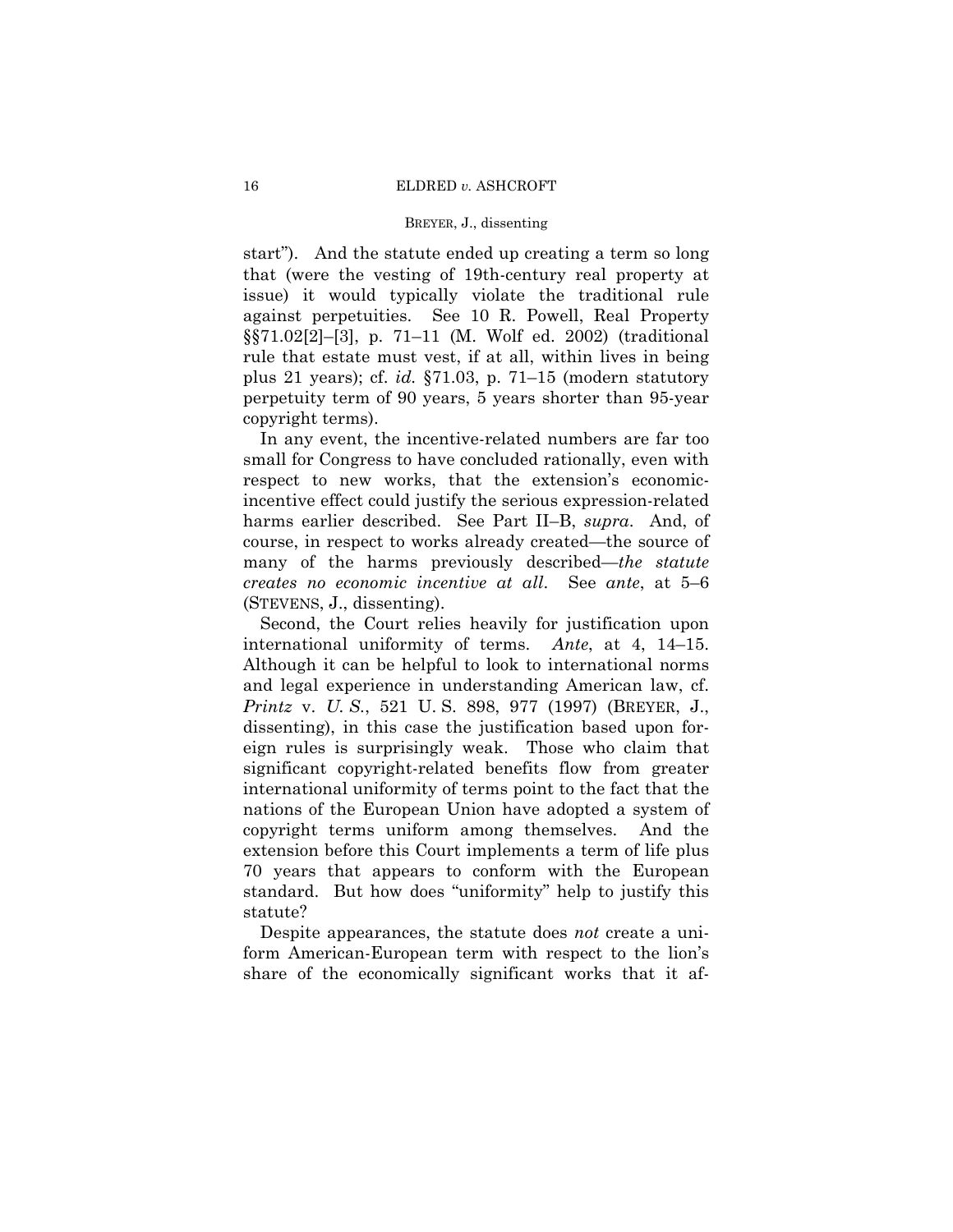start"). And the statute ended up creating a term so long that (were the vesting of 19th-century real property at issue) it would typically violate the traditional rule against perpetuities. See 10 R. Powell, Real Property §§71.02[2]–[3], p. 71–11 (M. Wolf ed. 2002) (traditional rule that estate must vest, if at all, within lives in being plus 21 years); cf. *id.* §71.03, p. 71–15 (modern statutory perpetuity term of 90 years, 5 years shorter than 95-year copyright terms).

In any event, the incentive-related numbers are far too small for Congress to have concluded rationally, even with respect to new works, that the extension's economic-incentive effect could justify the serious expression-related harms earlier described. See Part II–B, *supra*. And, of course, in respect to works already created—the source of many of the harms previously described—*the statute creates no economic incentive at all*. See *ante*, at 5–6 (STEVENS, J., dissenting).

Second, the Court relies heavily for justification upon international uniformity of terms. *Ante*, at 4, 14–15. Although it can be helpful to look to international norms and legal experience in understanding American law, cf. *Printz* v. *U. S.*, 521 U. S. 898, 977 (1997) (BREYER, J., dissenting), in this case the justification based upon foreign rules is surprisingly weak. Those who claim that significant copyright-related benefits flow from greater international uniformity of terms point to the fact that the nations of the European Union have adopted a system of copyright terms uniform among themselves. And the extension before this Court implements a term of life plus 70 years that appears to conform with the European standard. But how does "uniformity" help to justify this statute?

Despite appearances, the statute does *not* create a uniform American-European term with respect to the lion's share of the economically significant works that it af-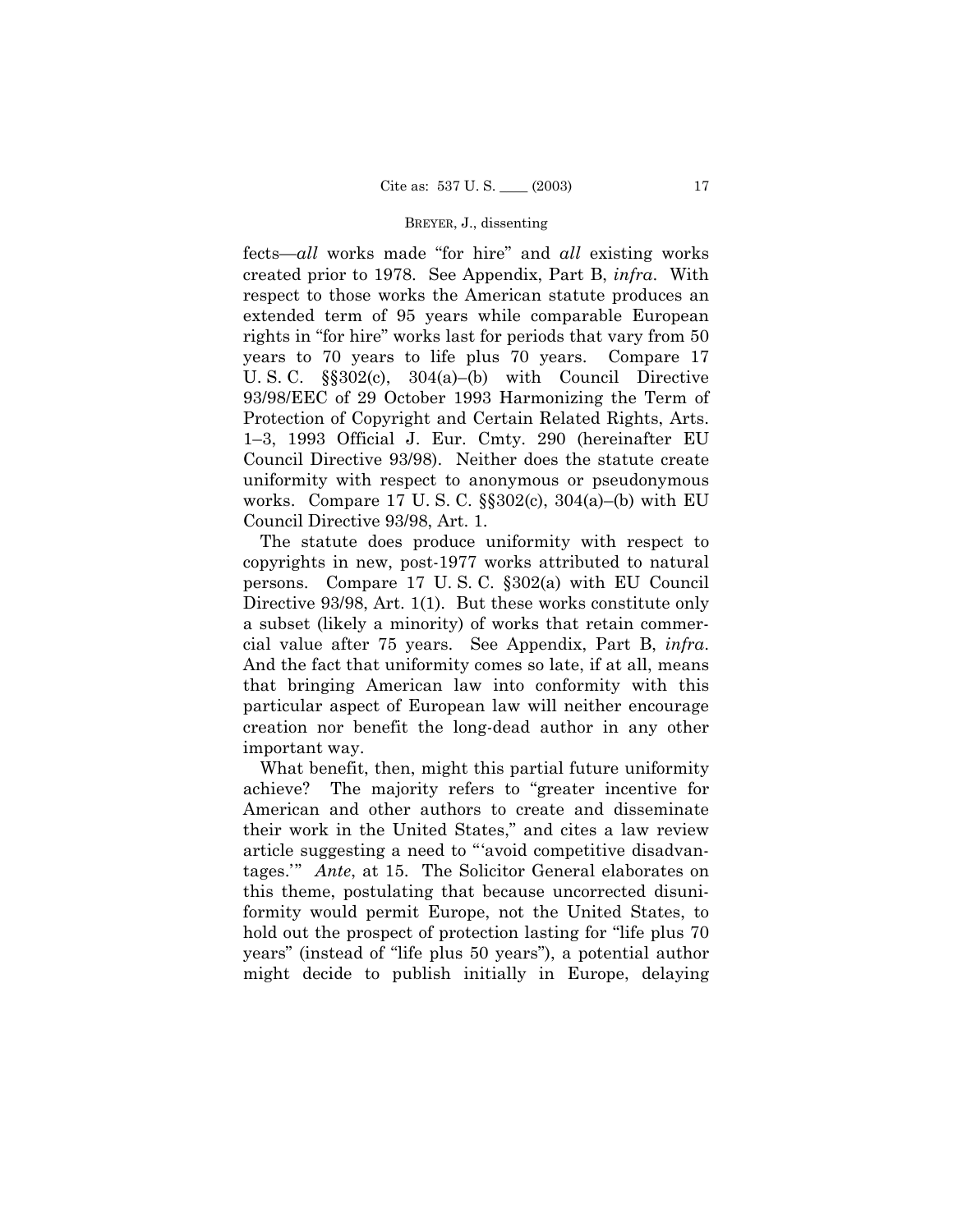fects—*all* works made "for hire" and *all* existing works created prior to 1978. See Appendix, Part B, *infra*. With respect to those works the American statute produces an extended term of 95 years while comparable European rights in "for hire" works last for periods that vary from 50 years to 70 years to life plus 70 years. Compare 17 U. S. C. §§302(c), 304(a)–(b) with Council Directive 93/98/EEC of 29 October 1993 Harmonizing the Term of Protection of Copyright and Certain Related Rights, Arts. 1–3, 1993 Official J. Eur. Cmty. 290 (hereinafter EU Council Directive 93/98). Neither does the statute create uniformity with respect to anonymous or pseudonymous works. Compare 17 U. S. C. §§302(c), 304(a)–(b) with EU Council Directive 93/98, Art. 1.

The statute does produce uniformity with respect to copyrights in new, post-1977 works attributed to natural persons. Compare 17 U. S. C. §302(a) with EU Council Directive 93/98, Art. 1(1). But these works constitute only a subset (likely a minority) of works that retain commercial value after 75 years. See Appendix, Part B, *infra*. And the fact that uniformity comes so late, if at all, means that bringing American law into conformity with this particular aspect of European law will neither encourage creation nor benefit the long-dead author in any other important way.

What benefit, then, might this partial future uniformity achieve? The majority refers to "greater incentive for American and other authors to create and disseminate their work in the United States," and cites a law review article suggesting a need to "'avoid competitive disadvantages.'" *Ante*, at 15. The Solicitor General elaborates on this theme, postulating that because uncorrected disuniformity would permit Europe, not the United States, to hold out the prospect of protection lasting for "life plus 70 years" (instead of "life plus 50 years"), a potential author might decide to publish initially in Europe, delaying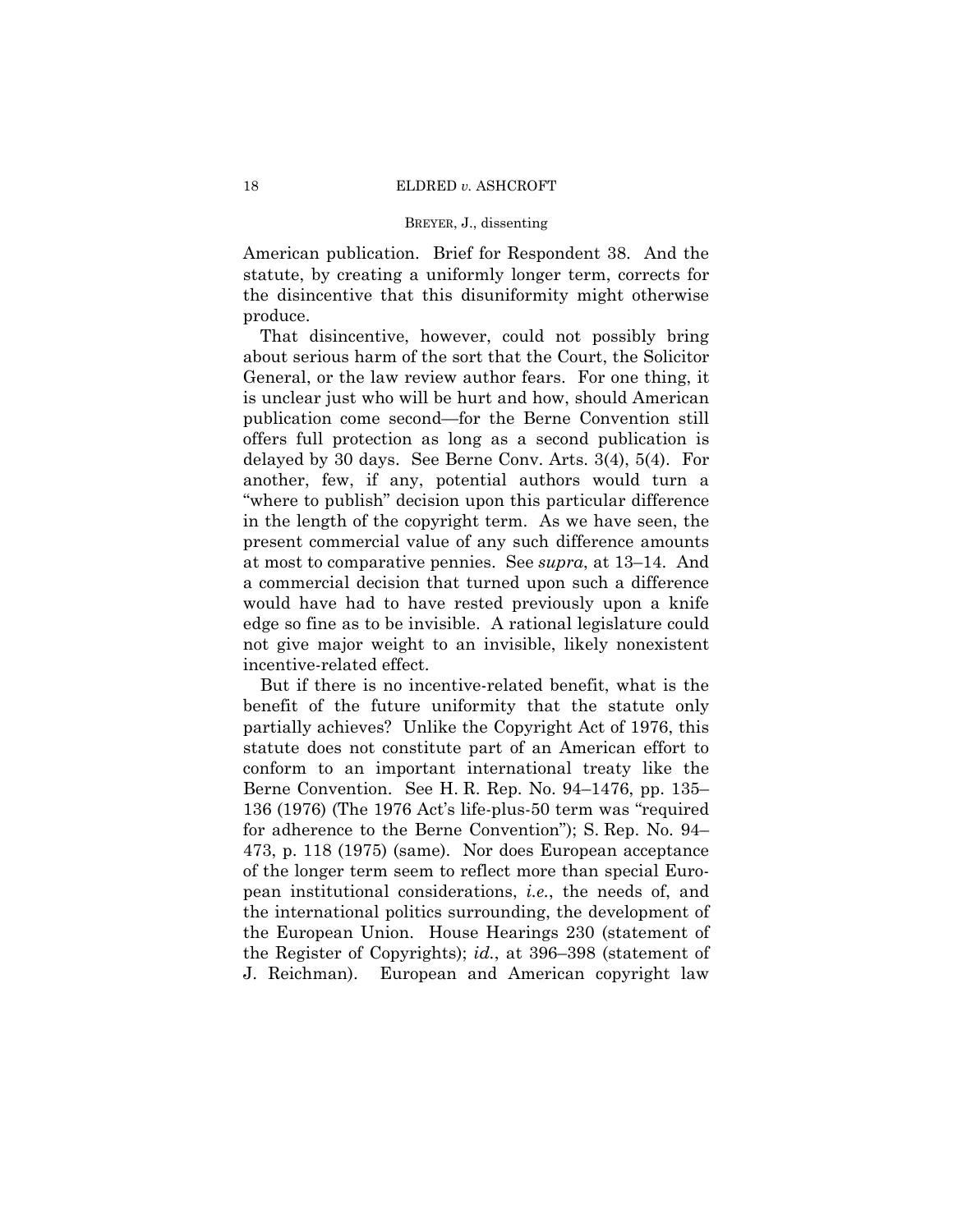American publication. Brief for Respondent 38. And the statute, by creating a uniformly longer term, corrects for the disincentive that this disuniformity might otherwise produce.

That disincentive, however, could not possibly bring about serious harm of the sort that the Court, the Solicitor General, or the law review author fears. For one thing, it is unclear just who will be hurt and how, should American publication come second—for the Berne Convention still offers full protection as long as a second publication is delayed by 30 days. See Berne Conv. Arts. 3(4), 5(4). For another, few, if any, potential authors would turn a "where to publish" decision upon this particular difference in the length of the copyright term. As we have seen, the present commercial value of any such difference amounts at most to comparative pennies. See *supra*, at 13–14. And a commercial decision that turned upon such a difference would have had to have rested previously upon a knife edge so fine as to be invisible. A rational legislature could not give major weight to an invisible, likely nonexistent incentive-related effect.

But if there is no incentive-related benefit, what is the benefit of the future uniformity that the statute only partially achieves? Unlike the Copyright Act of 1976, this statute does not constitute part of an American effort to conform to an important international treaty like the Berne Convention. See H. R. Rep. No. 94–1476, pp. 135–136 (1976) (The 1976 Act's life-plus-50 term was "required for adherence to the Berne Convention"); S. Rep. No. 94–473, p. 118 (1975) (same). Nor does European acceptance of the longer term seem to reflect more than special European institutional considerations, *i.e.*, the needs of, and the international politics surrounding, the development of the European Union. House Hearings 230 (statement of the Register of Copyrights); *id.*, at 396–398 (statement of J. Reichman). European and American copyright law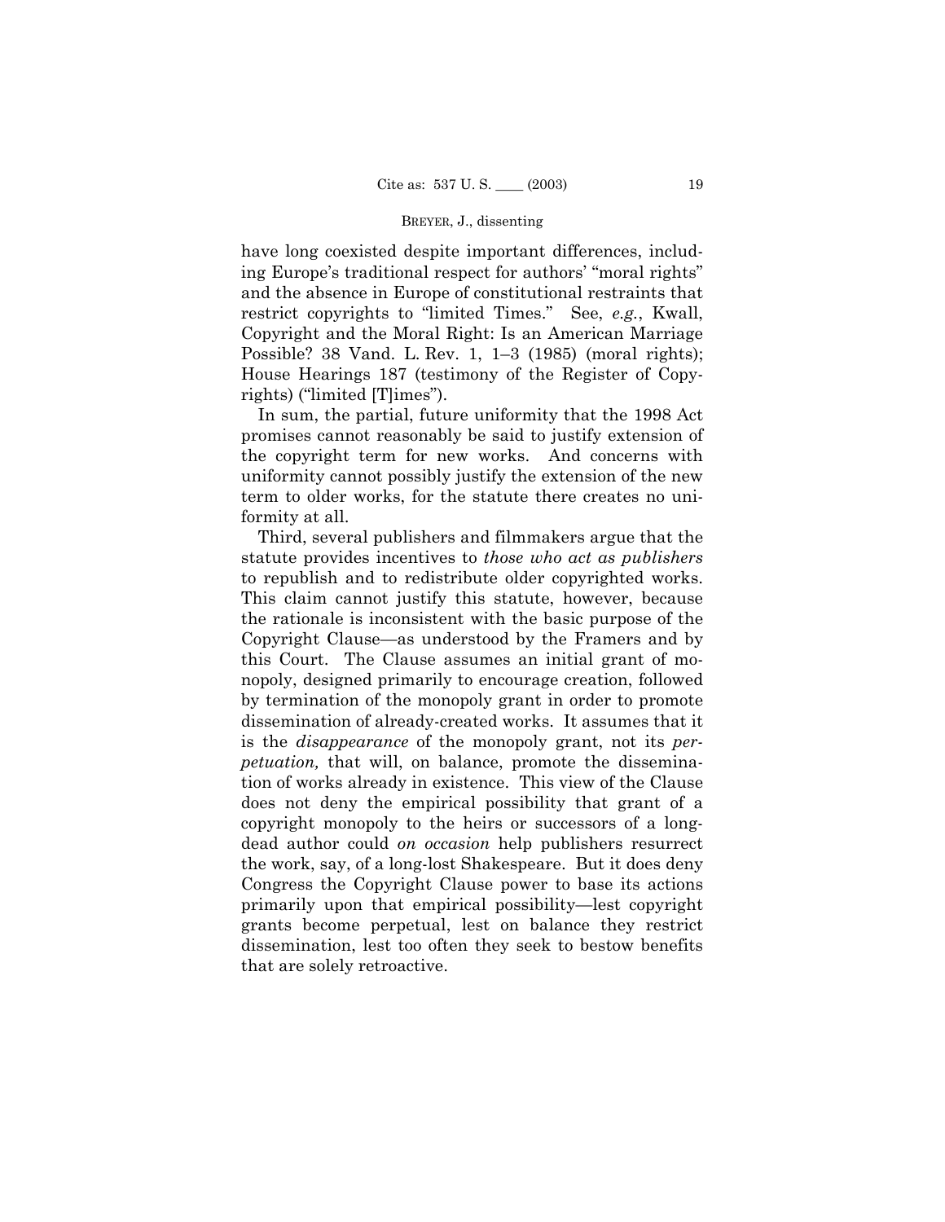have long coexisted despite important differences, including Europe's traditional respect for authors' "moral rights" and the absence in Europe of constitutional restraints that restrict copyrights to "limited Times." See, *e.g.*, Kwall, Copyright and the Moral Right: Is an American Marriage Possible? 38 Vand. L. Rev. 1, 1–3 (1985) (moral rights); House Hearings 187 (testimony of the Register of Copyrights) ("limited [T]imes").

In sum, the partial, future uniformity that the 1998 Act promises cannot reasonably be said to justify extension of the copyright term for new works. And concerns with uniformity cannot possibly justify the extension of the new term to older works, for the statute there creates no uniformity at all.

Third, several publishers and filmmakers argue that the statute provides incentives to *those who act as publishers* to republish and to redistribute older copyrighted works. This claim cannot justify this statute, however, because the rationale is inconsistent with the basic purpose of the Copyright Clause—as understood by the Framers and by this Court. The Clause assumes an initial grant of monopoly, designed primarily to encourage creation, followed by termination of the monopoly grant in order to promote dissemination of already-created works. It assumes that it is the *disappearance* of the monopoly grant, not its *perpetuation,* that will, on balance, promote the dissemination of works already in existence. This view of the Clause does not deny the empirical possibility that grant of a copyright monopoly to the heirs or successors of a long-dead author could *on occasion* help publishers resurrect the work, say, of a long-lost Shakespeare. But it does deny Congress the Copyright Clause power to base its actions primarily upon that empirical possibility—lest copyright grants become perpetual, lest on balance they restrict dissemination, lest too often they seek to bestow benefits that are solely retroactive.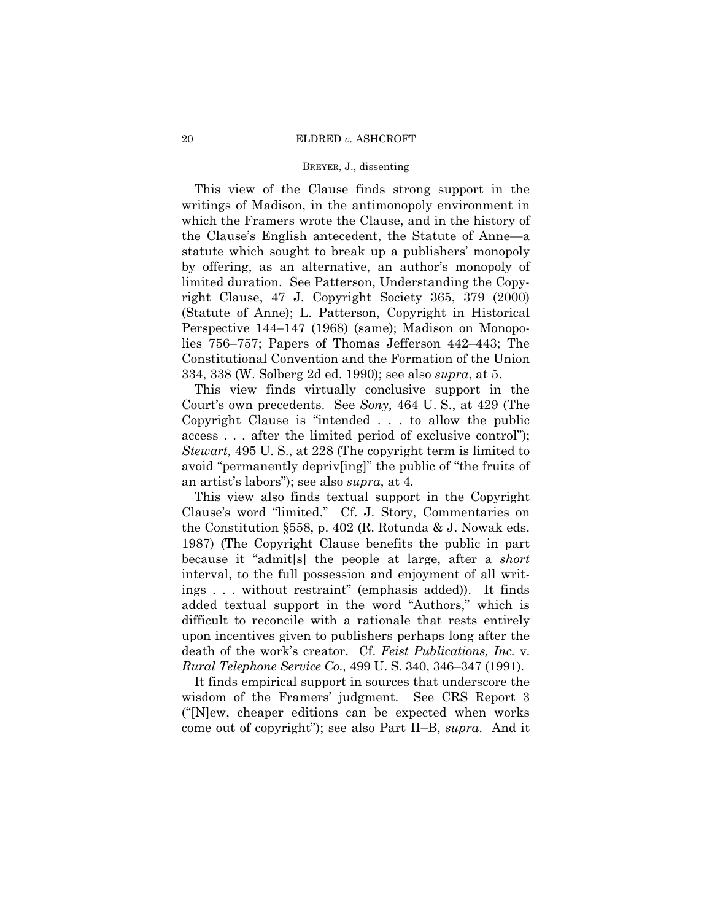This view of the Clause finds strong support in the writings of Madison, in the antimonopoly environment in which the Framers wrote the Clause, and in the history of the Clause's English antecedent, the Statute of Anne—a statute which sought to break up a publishers' monopoly by offering, as an alternative, an author's monopoly of limited duration. See Patterson, Understanding the Copyright Clause, 47 J. Copyright Society 365, 379 (2000) (Statute of Anne); L. Patterson, Copyright in Historical Perspective 144–147 (1968) (same); Madison on Monopolies 756–757; Papers of Thomas Jefferson 442–443; The Constitutional Convention and the Formation of the Union 334, 338 (W. Solberg 2d ed. 1990); see also *supra*, at 5.

This view finds virtually conclusive support in the Court's own precedents. See *Sony,* 464 U. S., at 429 (The Copyright Clause is "intended . . . to allow the public access . . . after the limited period of exclusive control"); *Stewart,* 495 U. S., at 228 (The copyright term is limited to avoid "permanently depriv[ing]" the public of "the fruits of an artist's labors"); see also *supra*, at 4.

This view also finds textual support in the Copyright Clause's word "limited." Cf. J. Story, Commentaries on the Constitution §558, p. 402 (R. Rotunda & J. Nowak eds. 1987) (The Copyright Clause benefits the public in part because it "admit[s] the people at large, after a *short* interval, to the full possession and enjoyment of all writings . . . without restraint" (emphasis added)). It finds added textual support in the word "Authors," which is difficult to reconcile with a rationale that rests entirely upon incentives given to publishers perhaps long after the death of the work's creator. Cf. *Feist Publications, Inc.* v. *Rural Telephone Service Co.,* 499 U. S. 340, 346–347 (1991).

It finds empirical support in sources that underscore the wisdom of the Framers' judgment. See CRS Report 3 ("[N]ew, cheaper editions can be expected when works come out of copyright"); see also Part II–B, *supra*. And it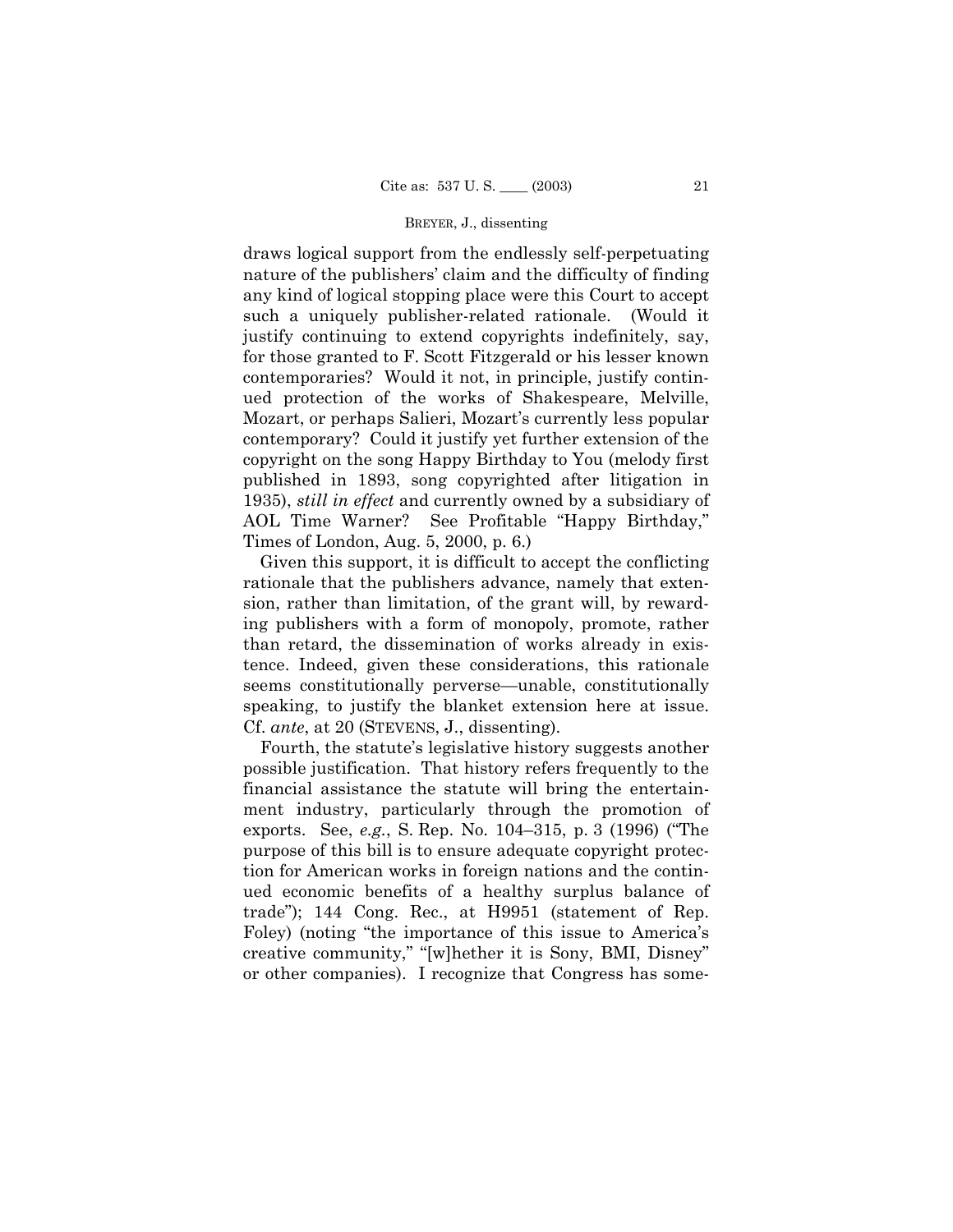draws logical support from the endlessly self-perpetuating nature of the publishers' claim and the difficulty of finding any kind of logical stopping place were this Court to accept such a uniquely publisher-related rationale. (Would it justify continuing to extend copyrights indefinitely, say, for those granted to F. Scott Fitzgerald or his lesser known contemporaries? Would it not, in principle, justify continued protection of the works of Shakespeare, Melville, Mozart, or perhaps Salieri, Mozart's currently less popular contemporary? Could it justify yet further extension of the copyright on the song Happy Birthday to You (melody first published in 1893, song copyrighted after litigation in 1935), *still in effect* and currently owned by a subsidiary of AOL Time Warner? See Profitable "Happy Birthday," Times of London, Aug. 5, 2000, p. 6.)

Given this support, it is difficult to accept the conflicting rationale that the publishers advance, namely that extension, rather than limitation, of the grant will, by rewarding publishers with a form of monopoly, promote, rather than retard, the dissemination of works already in existence. Indeed, given these considerations, this rationale seems constitutionally perverse—unable, constitutionally speaking, to justify the blanket extension here at issue. Cf. *ante*, at 20 (STEVENS, J., dissenting).

Fourth, the statute's legislative history suggests another possible justification. That history refers frequently to the financial assistance the statute will bring the entertainment industry, particularly through the promotion of exports. See, *e.g.*, S. Rep. No. 104–315, p. 3 (1996) ("The purpose of this bill is to ensure adequate copyright protection for American works in foreign nations and the continued economic benefits of a healthy surplus balance of trade"); 144 Cong. Rec., at H9951 (statement of Rep. Foley) (noting "the importance of this issue to America's creative community," "[w]hether it is Sony, BMI, Disney" or other companies). I recognize that Congress has some-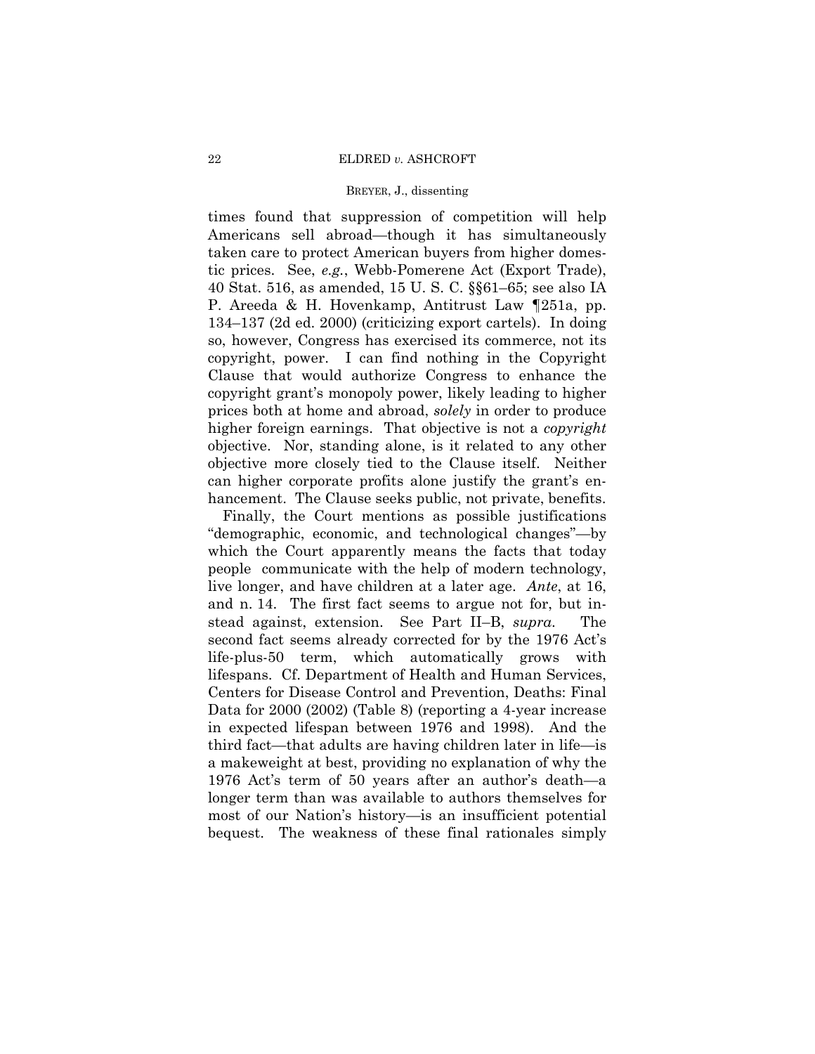times found that suppression of competition will help Americans sell abroad—though it has simultaneously taken care to protect American buyers from higher domestic prices. See, *e.g.*, Webb-Pomerene Act (Export Trade), 40 Stat. 516, as amended, 15 U. S. C. §§61–65; see also IA P. Areeda & H. Hovenkamp, Antitrust Law ¶251a, pp. 134–137 (2d ed. 2000) (criticizing export cartels). In doing so, however, Congress has exercised its commerce, not its copyright, power. I can find nothing in the Copyright Clause that would authorize Congress to enhance the copyright grant's monopoly power, likely leading to higher prices both at home and abroad, *solely* in order to produce higher foreign earnings. That objective is not a *copyright* objective. Nor, standing alone, is it related to any other objective more closely tied to the Clause itself. Neither can higher corporate profits alone justify the grant's enhancement. The Clause seeks public, not private, benefits.

Finally, the Court mentions as possible justifications "demographic, economic, and technological changes"—by which the Court apparently means the facts that today people communicate with the help of modern technology, live longer, and have children at a later age. *Ante*, at 16, and n. 14. The first fact seems to argue not for, but instead against, extension. See Part II–B, *supra*. The second fact seems already corrected for by the 1976 Act's life-plus-50 term, which automatically grows with lifespans. Cf. Department of Health and Human Services, Centers for Disease Control and Prevention, Deaths: Final Data for 2000 (2002) (Table 8) (reporting a 4-year increase in expected lifespan between 1976 and 1998). And the third fact—that adults are having children later in life—is a makeweight at best, providing no explanation of why the 1976 Act's term of 50 years after an author's death—a longer term than was available to authors themselves for most of our Nation's history—is an insufficient potential bequest. The weakness of these final rationales simply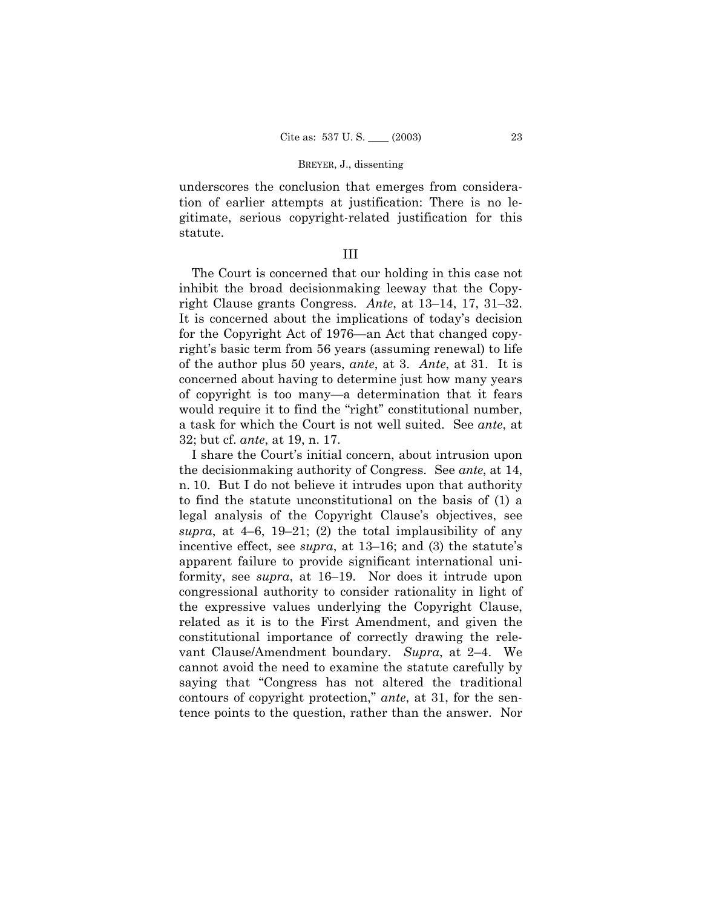underscores the conclusion that emerges from consideration of earlier attempts at justification: There is no legitimate, serious copyright-related justification for this statute.

## III

The Court is concerned that our holding in this case not inhibit the broad decisionmaking leeway that the Copyright Clause grants Congress. *Ante*, at 13–14, 17, 31–32. It is concerned about the implications of today's decision for the Copyright Act of 1976—an Act that changed copyright's basic term from 56 years (assuming renewal) to life of the author plus 50 years, *ante*, at 3. *Ante*, at 31. It is concerned about having to determine just how many years of copyright is too many—a determination that it fears would require it to find the "right" constitutional number, a task for which the Court is not well suited. See *ante*, at 32; but cf. *ante*, at 19, n. 17.

I share the Court's initial concern, about intrusion upon the decisionmaking authority of Congress. See *ante*, at 14, n. 10. But I do not believe it intrudes upon that authority to find the statute unconstitutional on the basis of (1) a legal analysis of the Copyright Clause's objectives, see *supra*, at 4–6, 19–21; (2) the total implausibility of any incentive effect, see *supra*, at 13–16; and (3) the statute's apparent failure to provide significant international uniformity, see *supra*, at 16–19. Nor does it intrude upon congressional authority to consider rationality in light of the expressive values underlying the Copyright Clause, related as it is to the First Amendment, and given the constitutional importance of correctly drawing the relevant Clause/Amendment boundary. *Supra*, at 2–4. We cannot avoid the need to examine the statute carefully by saying that "Congress has not altered the traditional contours of copyright protection," *ante*, at 31, for the sentence points to the question, rather than the answer. Nor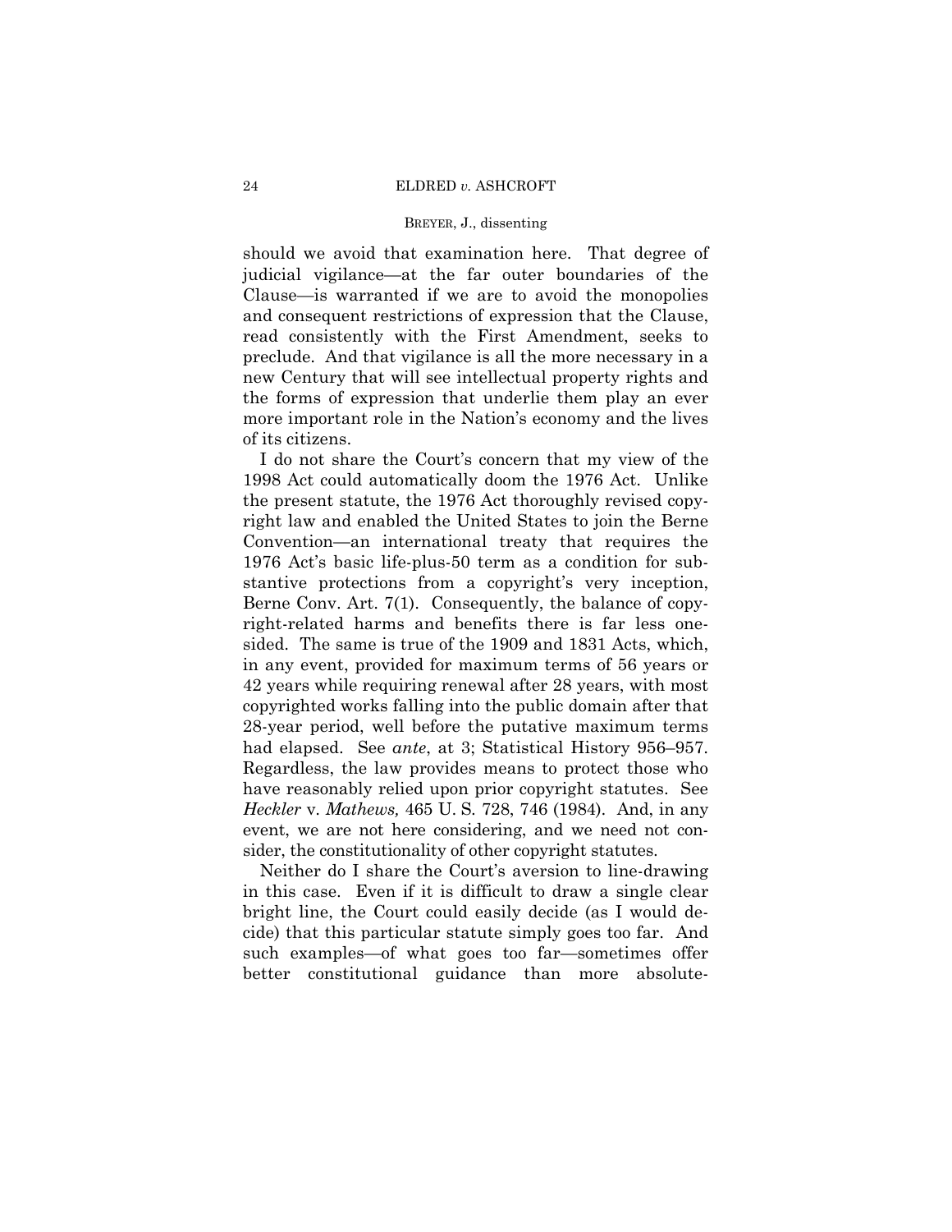should we avoid that examination here. That degree of judicial vigilance—at the far outer boundaries of the Clause—is warranted if we are to avoid the monopolies and consequent restrictions of expression that the Clause, read consistently with the First Amendment, seeks to preclude. And that vigilance is all the more necessary in a new Century that will see intellectual property rights and the forms of expression that underlie them play an ever more important role in the Nation's economy and the lives of its citizens.

I do not share the Court's concern that my view of the 1998 Act could automatically doom the 1976 Act. Unlike the present statute, the 1976 Act thoroughly revised copyright law and enabled the United States to join the Berne Convention—an international treaty that requires the 1976 Act's basic life-plus-50 term as a condition for substantive protections from a copyright's very inception, Berne Conv. Art. 7(1). Consequently, the balance of copyright-related harms and benefits there is far less one-sided. The same is true of the 1909 and 1831 Acts, which, in any event, provided for maximum terms of 56 years or 42 years while requiring renewal after 28 years, with most copyrighted works falling into the public domain after that 28-year period, well before the putative maximum terms had elapsed. See *ante*, at 3; Statistical History 956–957. Regardless, the law provides means to protect those who have reasonably relied upon prior copyright statutes. See *Heckler* v. *Mathews,* 465 U. S. 728, 746 (1984). And, in any event, we are not here considering, and we need not consider, the constitutionality of other copyright statutes.

Neither do I share the Court's aversion to line-drawing in this case. Even if it is difficult to draw a single clear bright line, the Court could easily decide (as I would decide) that this particular statute simply goes too far. And such examples—of what goes too far—sometimes offer better constitutional guidance than more absolute-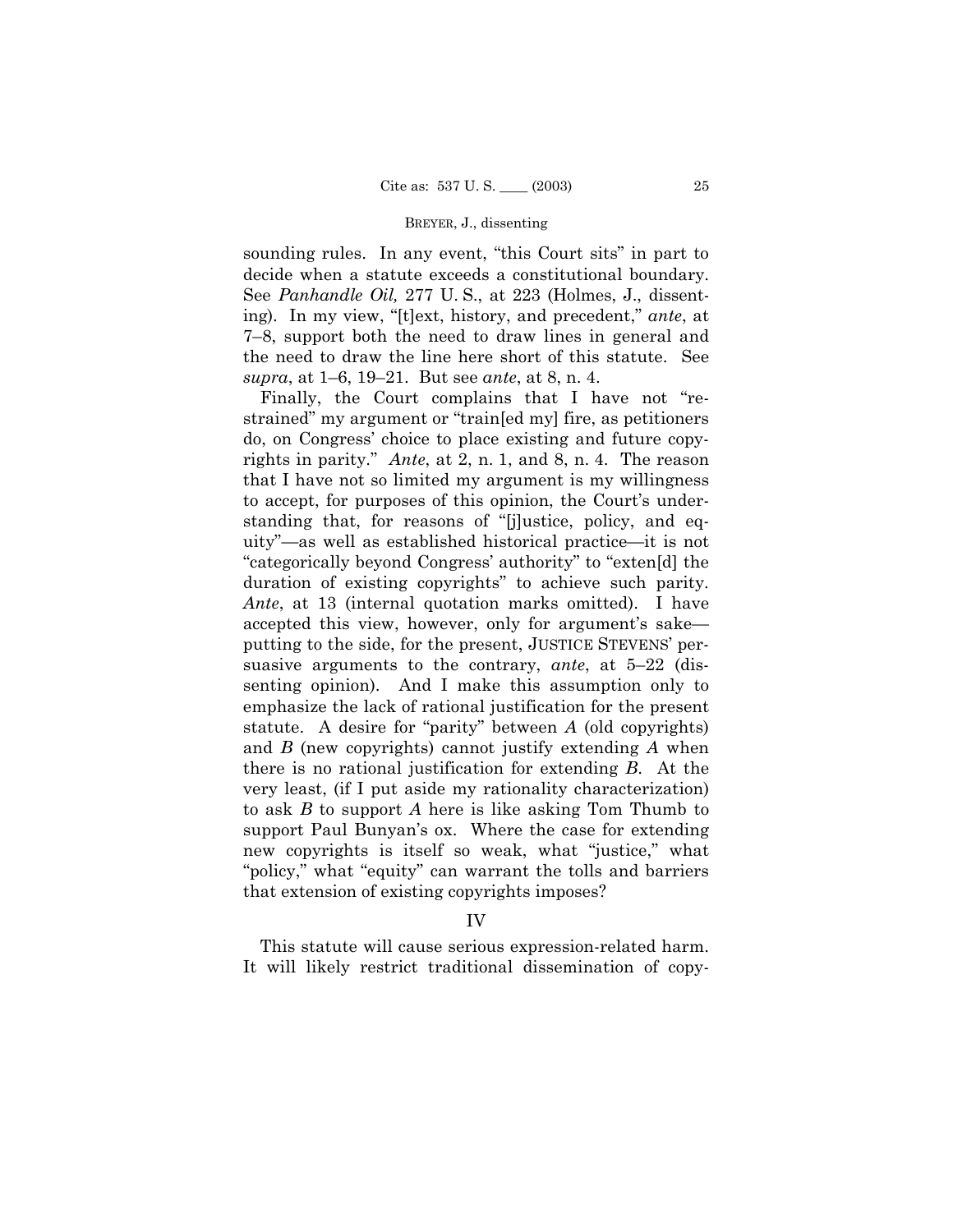sounding rules. In any event, "this Court sits" in part to decide when a statute exceeds a constitutional boundary. See *Panhandle Oil,* 277 U. S., at 223 (Holmes, J., dissenting). In my view, "[t]ext, history, and precedent," *ante*, at 7–8, support both the need to draw lines in general and the need to draw the line here short of this statute. See *supra*, at 1–6, 19–21. But see *ante*, at 8, n. 4.

Finally, the Court complains that I have not "restrained" my argument or "train[ed my] fire, as petitioners do, on Congress' choice to place existing and future copyrights in parity." *Ante*, at 2, n. 1, and 8, n. 4. The reason that I have not so limited my argument is my willingness to accept, for purposes of this opinion, the Court's understanding that, for reasons of "[j]ustice, policy, and equity"—as well as established historical practice—it is not "categorically beyond Congress' authority" to "exten[d] the duration of existing copyrights" to achieve such parity. *Ante*, at 13 (internal quotation marks omitted). I have accepted this view, however, only for argument's sake—putting to the side, for the present, JUSTICE STEVENS' persuasive arguments to the contrary, *ante*, at 5–22 (dissenting opinion). And I make this assumption only to emphasize the lack of rational justification for the present statute. A desire for "parity" between *A* (old copyrights) and *B* (new copyrights) cannot justify extending *A* when there is no rational justification for extending *B*. At the very least, (if I put aside my rationality characterization) to ask *B* to support *A* here is like asking Tom Thumb to support Paul Bunyan's ox. Where the case for extending new copyrights is itself so weak, what "justice," what "policy," what "equity" can warrant the tolls and barriers that extension of existing copyrights imposes?

## IV

This statute will cause serious expression-related harm. It will likely restrict traditional dissemination of copy-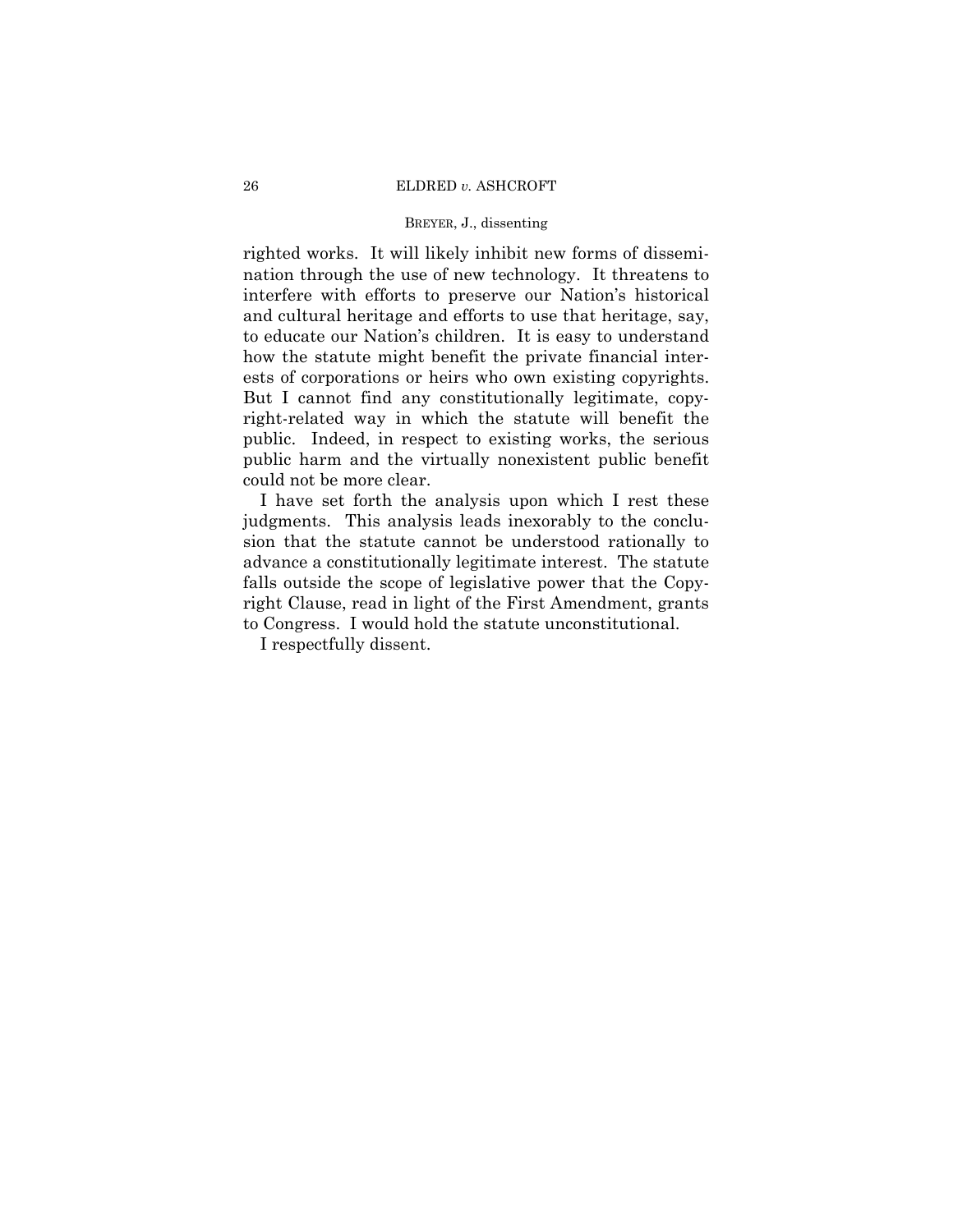righted works. It will likely inhibit new forms of dissemination through the use of new technology. It threatens to interfere with efforts to preserve our Nation's historical and cultural heritage and efforts to use that heritage, say, to educate our Nation's children. It is easy to understand how the statute might benefit the private financial interests of corporations or heirs who own existing copyrights. But I cannot find any constitutionally legitimate, copyright-related way in which the statute will benefit the public. Indeed, in respect to existing works, the serious public harm and the virtually nonexistent public benefit could not be more clear.

I have set forth the analysis upon which I rest these judgments. This analysis leads inexorably to the conclusion that the statute cannot be understood rationally to advance a constitutionally legitimate interest. The statute falls outside the scope of legislative power that the Copyright Clause, read in light of the First Amendment, grants to Congress. I would hold the statute unconstitutional.

I respectfully dissent.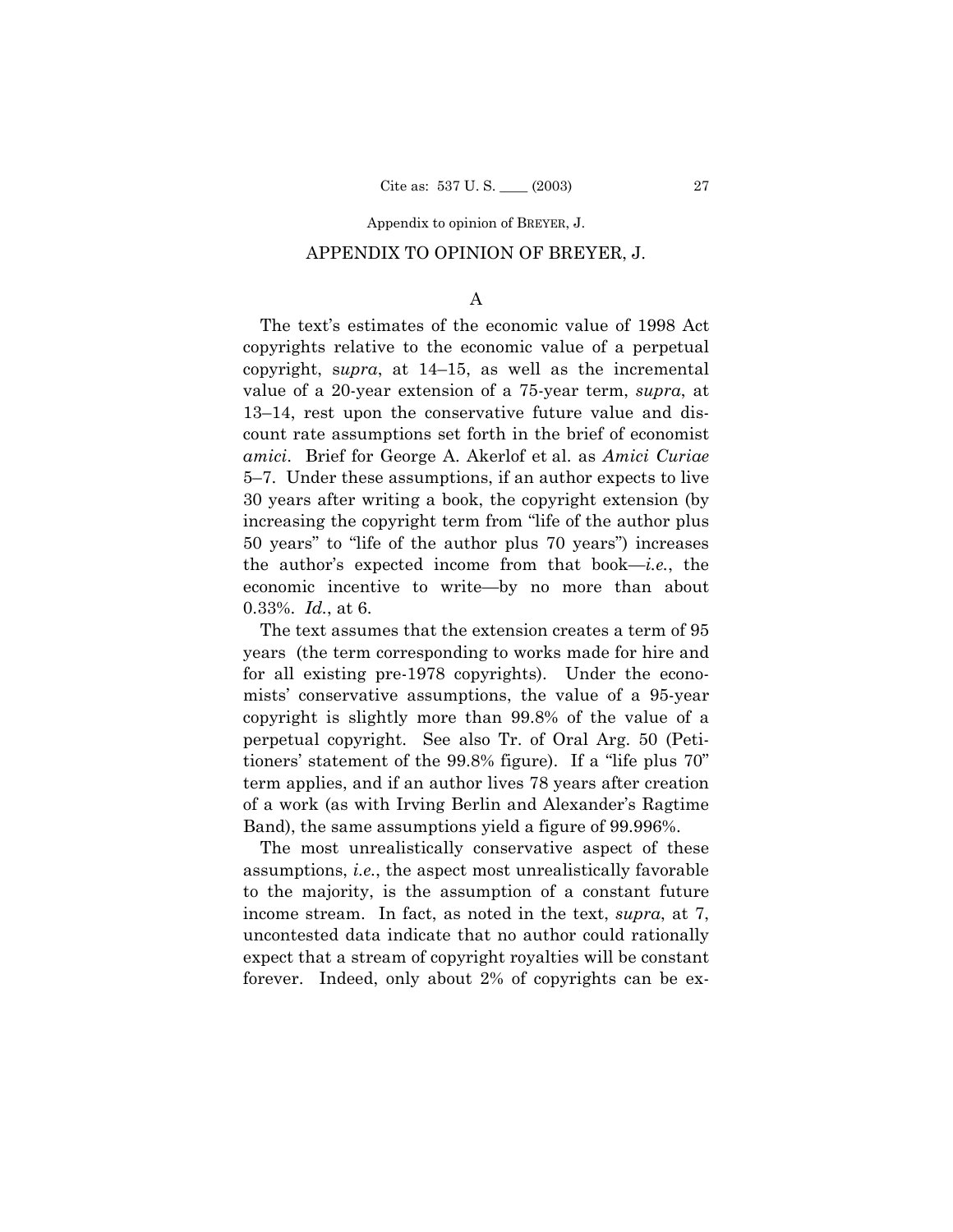## APPENDIX TO OPINION OF BREYER, J.

### A

The text's estimates of the economic value of 1998 Act copyrights relative to the economic value of a perpetual copyright, s*upra*, at 14–15, as well as the incremental value of a 20-year extension of a 75-year term, *supra*, at 13–14, rest upon the conservative future value and discount rate assumptions set forth in the brief of economist *amici*. Brief for George A. Akerlof et al. as *Amici Curiae* 5–7. Under these assumptions, if an author expects to live 30 years after writing a book, the copyright extension (by increasing the copyright term from "life of the author plus 50 years" to "life of the author plus 70 years") increases the author's expected income from that book—*i.e.*, the economic incentive to write—by no more than about 0.33%. *Id.*, at 6.

The text assumes that the extension creates a term of 95 years (the term corresponding to works made for hire and for all existing pre-1978 copyrights). Under the economists' conservative assumptions, the value of a 95-year copyright is slightly more than 99.8% of the value of a perpetual copyright. See also Tr. of Oral Arg. 50 (Petitioners' statement of the 99.8% figure). If a "life plus 70" term applies, and if an author lives 78 years after creation of a work (as with Irving Berlin and Alexander's Ragtime Band), the same assumptions yield a figure of 99.996%.

The most unrealistically conservative aspect of these assumptions, *i.e.*, the aspect most unrealistically favorable to the majority, is the assumption of a constant future income stream. In fact, as noted in the text, *supra*, at 7, uncontested data indicate that no author could rationally expect that a stream of copyright royalties will be constant forever. Indeed, only about 2% of copyrights can be ex-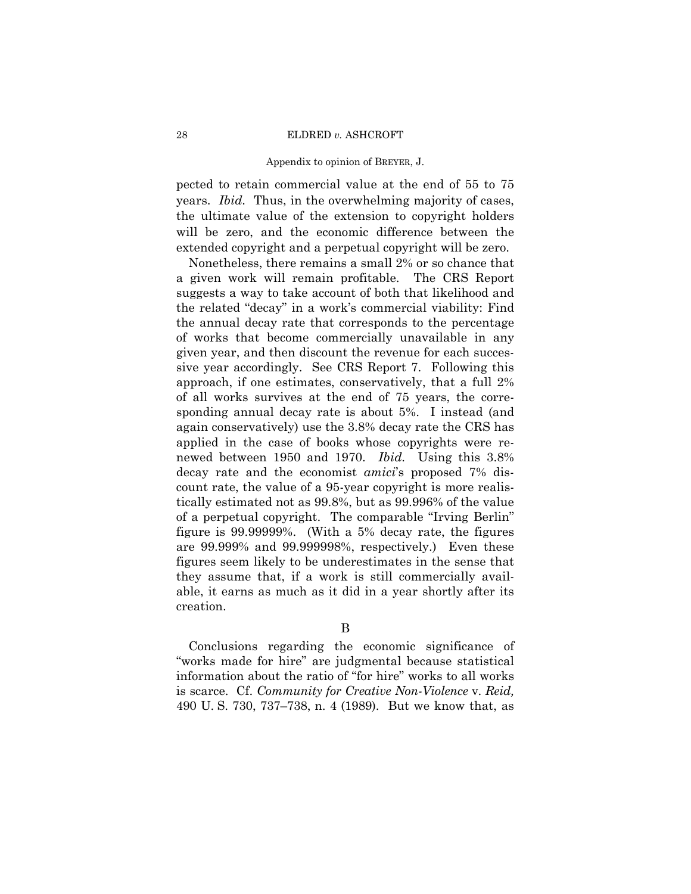pected to retain commercial value at the end of 55 to 75 years. *Ibid.* Thus, in the overwhelming majority of cases, the ultimate value of the extension to copyright holders will be zero, and the economic difference between the extended copyright and a perpetual copyright will be zero.

Nonetheless, there remains a small 2% or so chance that a given work will remain profitable. The CRS Report suggests a way to take account of both that likelihood and the related "decay" in a work's commercial viability: Find the annual decay rate that corresponds to the percentage of works that become commercially unavailable in any given year, and then discount the revenue for each successive year accordingly. See CRS Report 7. Following this approach, if one estimates, conservatively, that a full 2% of all works survives at the end of 75 years, the corresponding annual decay rate is about 5%. I instead (and again conservatively) use the 3.8% decay rate the CRS has applied in the case of books whose copyrights were renewed between 1950 and 1970. *Ibid.* Using this 3.8% decay rate and the economist *amici*'s proposed 7% discount rate, the value of a 95-year copyright is more realistically estimated not as 99.8%, but as 99.996% of the value of a perpetual copyright. The comparable "Irving Berlin" figure is 99.99999%. (With a 5% decay rate, the figures are 99.999% and 99.999998%, respectively.) Even these figures seem likely to be underestimates in the sense that they assume that, if a work is still commercially available, it earns as much as it did in a year shortly after its creation.

## B

Conclusions regarding the economic significance of "works made for hire" are judgmental because statistical information about the ratio of "for hire" works to all works is scarce. Cf. *Community for Creative Non-Violence* v. *Reid,* 490 U. S. 730, 737–738, n. 4 (1989). But we know that, as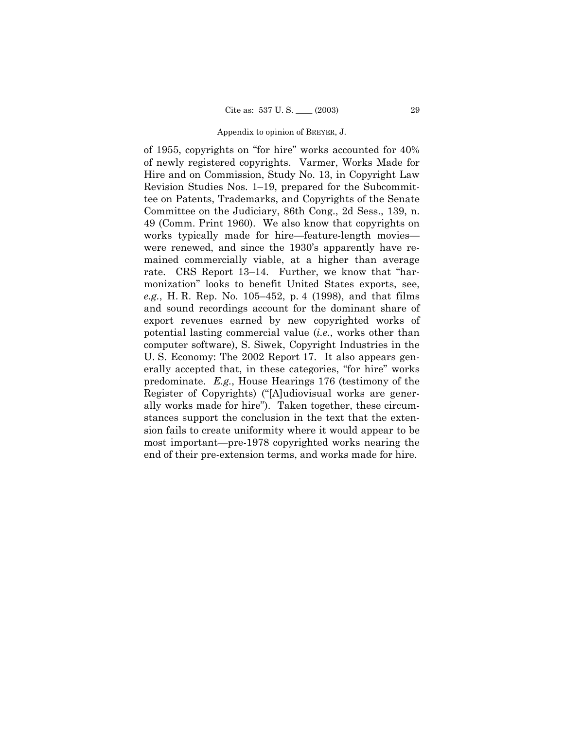of 1955, copyrights on "for hire" works accounted for 40% of newly registered copyrights. Varmer, Works Made for Hire and on Commission, Study No. 13, in Copyright Law Revision Studies Nos. 1–19, prepared for the Subcommittee on Patents, Trademarks, and Copyrights of the Senate Committee on the Judiciary, 86th Cong., 2d Sess., 139, n. 49 (Comm. Print 1960). We also know that copyrights on works typically made for hire—feature-length movies—were renewed, and since the 1930's apparently have remained commercially viable, at a higher than average rate. CRS Report 13–14. Further, we know that "harmonization" looks to benefit United States exports, see, *e.g.*, H. R. Rep. No. 105–452, p. 4 (1998), and that films and sound recordings account for the dominant share of export revenues earned by new copyrighted works of potential lasting commercial value (*i.e.*, works other than computer software), S. Siwek, Copyright Industries in the U. S. Economy: The 2002 Report 17. It also appears generally accepted that, in these categories, "for hire" works predominate. *E.g.*, House Hearings 176 (testimony of the Register of Copyrights) ("[A]udiovisual works are generally works made for hire"). Taken together, these circumstances support the conclusion in the text that the extension fails to create uniformity where it would appear to be most important—pre-1978 copyrighted works nearing the end of their pre-extension terms, and works made for hire.